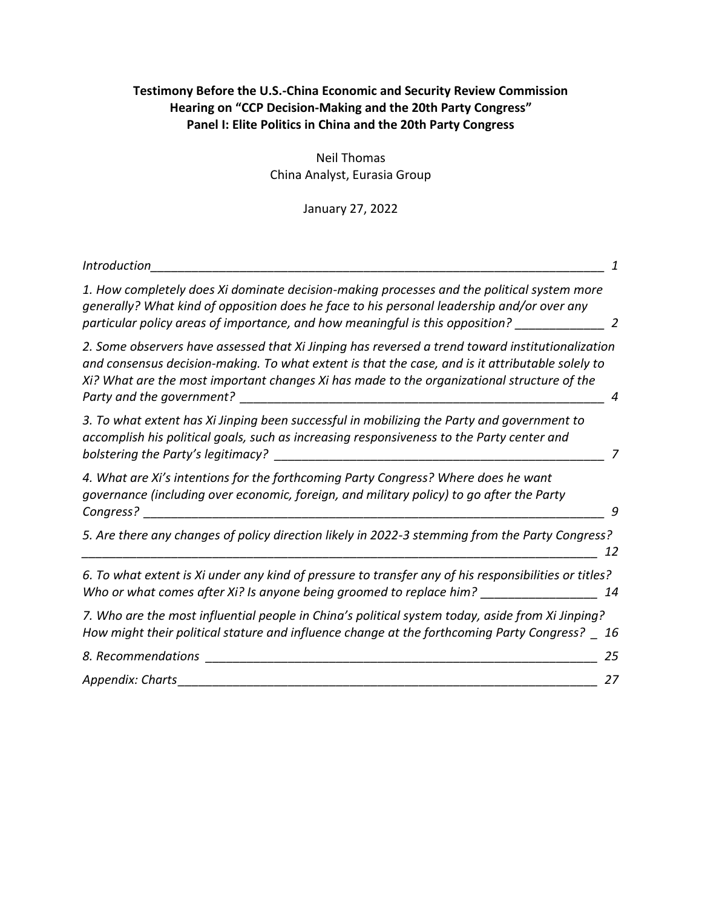**Testimony Before the U.S.-China Economic and Security Review Commission**
**Hearing on "CCP Decision-Making and the 20th Party Congress"**
**Panel I: Elite Politics in China and the 20th Party Congress**

Neil Thomas
China Analyst, Eurasia Group

January 27, 2022

| | |
|---|---|
| *Introduction* | 1 |
| *1. How completely does Xi dominate decision-making processes and the political system more generally? What kind of opposition does he face to his personal leadership and/or over any particular policy areas of importance, and how meaningful is this opposition?* | 2 |
| *2. Some observers have assessed that Xi Jinping has reversed a trend toward institutionalization and consensus decision-making. To what extent is that the case, and is it attributable solely to Xi? What are the most important changes Xi has made to the organizational structure of the Party and the government?* | 4 |
| *3. To what extent has Xi Jinping been successful in mobilizing the Party and government to accomplish his political goals, such as increasing responsiveness to the Party center and bolstering the Party's legitimacy?* | 7 |
| *4. What are Xi's intentions for the forthcoming Party Congress? Where does he want governance (including over economic, foreign, and military policy) to go after the Party Congress?* | 9 |
| *5. Are there any changes of policy direction likely in 2022-3 stemming from the Party Congress?* | 12 |
| *6. To what extent is Xi under any kind of pressure to transfer any of his responsibilities or titles? Who or what comes after Xi? Is anyone being groomed to replace him?* | 14 |
| *7. Who are the most influential people in China's political system today, aside from Xi Jinping? How might their political stature and influence change at the forthcoming Party Congress?* | 16 |
| *8. Recommendations* | 25 |
| *Appendix: Charts* | 27 |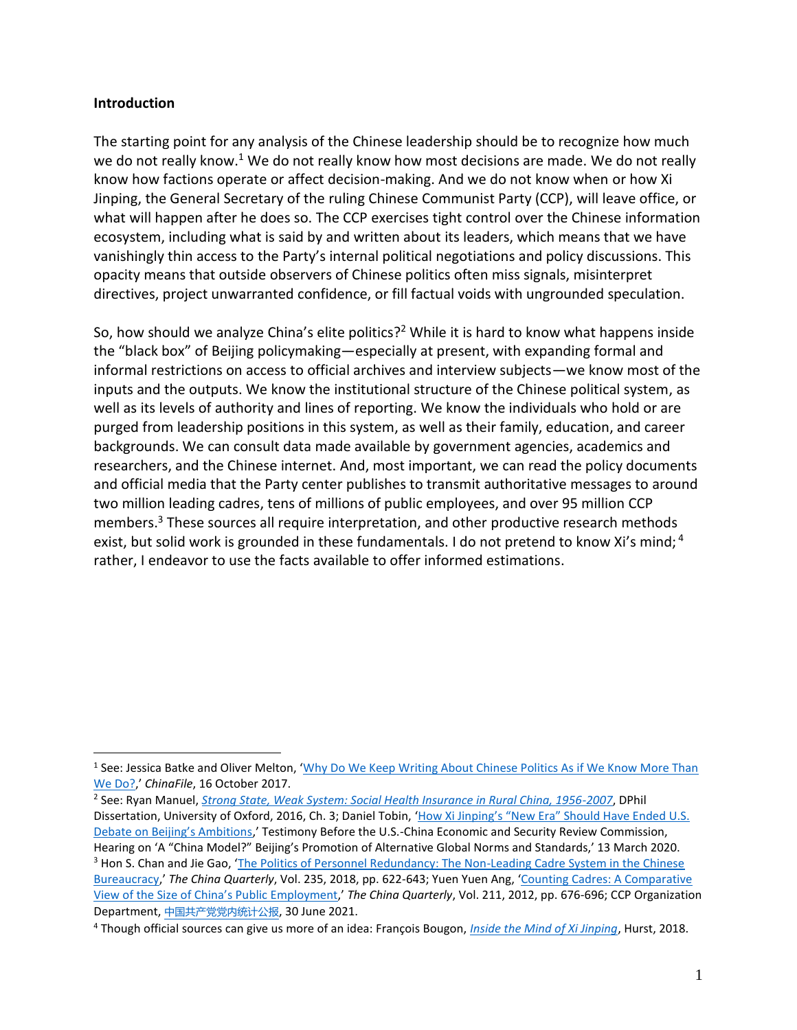## Introduction

The starting point for any analysis of the Chinese leadership should be to recognize how much we do not really know.[1] We do not really know how most decisions are made. We do not really know how factions operate or affect decision-making. And we do not know when or how Xi Jinping, the General Secretary of the ruling Chinese Communist Party (CCP), will leave office, or what will happen after he does so. The CCP exercises tight control over the Chinese information ecosystem, including what is said by and written about its leaders, which means that we have vanishingly thin access to the Party's internal political negotiations and policy discussions. This opacity means that outside observers of Chinese politics often miss signals, misinterpret directives, project unwarranted confidence, or fill factual voids with ungrounded speculation.

So, how should we analyze China's elite politics?[2] While it is hard to know what happens inside the "black box" of Beijing policymaking—especially at present, with expanding formal and informal restrictions on access to official archives and interview subjects—we know most of the inputs and the outputs. We know the institutional structure of the Chinese political system, as well as its levels of authority and lines of reporting. We know the individuals who hold or are purged from leadership positions in this system, as well as their family, education, and career backgrounds. We can consult data made available by government agencies, academics and researchers, and the Chinese internet. And, most important, we can read the policy documents and official media that the Party center publishes to transmit authoritative messages to around two million leading cadres, tens of millions of public employees, and over 95 million CCP members.[3] These sources all require interpretation, and other productive research methods exist, but solid work is grounded in these fundamentals. I do not pretend to know Xi's mind;[4] rather, I endeavor to use the facts available to offer informed estimations.

---

[1] See: Jessica Batke and Oliver Melton, 'Why Do We Keep Writing About Chinese Politics As if We Know More Than We Do?,' *ChinaFile*, 16 October 2017.

[2] See: Ryan Manuel, *Strong State, Weak System: Social Health Insurance in Rural China, 1956-2007*, DPhil Dissertation, University of Oxford, 2016, Ch. 3; Daniel Tobin, 'How Xi Jinping's "New Era" Should Have Ended U.S. Debate on Beijing's Ambitions,' Testimony Before the U.S.-China Economic and Security Review Commission, Hearing on 'A "China Model?" Beijing's Promotion of Alternative Global Norms and Standards,' 13 March 2020.

[3] Hon S. Chan and Jie Gao, 'The Politics of Personnel Redundancy: The Non-Leading Cadre System in the Chinese Bureaucracy,' *The China Quarterly*, Vol. 235, 2018, pp. 622-643; Yuen Yuen Ang, 'Counting Cadres: A Comparative View of the Size of China's Public Employment,' *The China Quarterly*, Vol. 211, 2012, pp. 676-696; CCP Organization Department, 中国共产党党内统计公报, 30 June 2021.

[4] Though official sources can give us more of an idea: François Bougon, *Inside the Mind of Xi Jinping*, Hurst, 2018.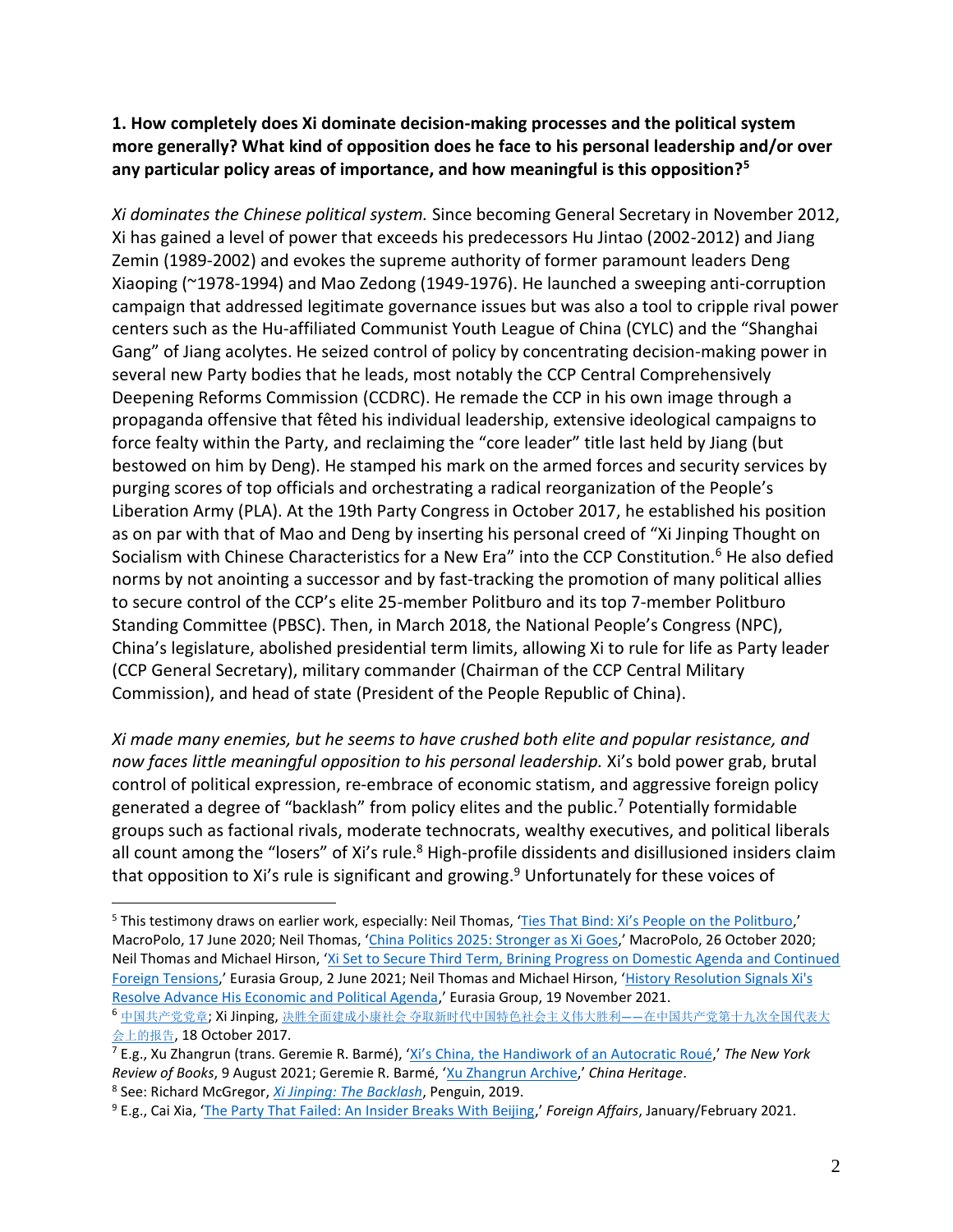**1. How completely does Xi dominate decision-making processes and the political system more generally? What kind of opposition does he face to his personal leadership and/or over any particular policy areas of importance, and how meaningful is this opposition?[5]**

*Xi dominates the Chinese political system.* Since becoming General Secretary in November 2012, Xi has gained a level of power that exceeds his predecessors Hu Jintao (2002-2012) and Jiang Zemin (1989-2002) and evokes the supreme authority of former paramount leaders Deng Xiaoping (~1978-1994) and Mao Zedong (1949-1976). He launched a sweeping anti-corruption campaign that addressed legitimate governance issues but was also a tool to cripple rival power centers such as the Hu-affiliated Communist Youth League of China (CYLC) and the "Shanghai Gang" of Jiang acolytes. He seized control of policy by concentrating decision-making power in several new Party bodies that he leads, most notably the CCP Central Comprehensively Deepening Reforms Commission (CCDRC). He remade the CCP in his own image through a propaganda offensive that fêted his individual leadership, extensive ideological campaigns to force fealty within the Party, and reclaiming the "core leader" title last held by Jiang (but bestowed on him by Deng). He stamped his mark on the armed forces and security services by purging scores of top officials and orchestrating a radical reorganization of the People's Liberation Army (PLA). At the 19th Party Congress in October 2017, he established his position as on par with that of Mao and Deng by inserting his personal creed of "Xi Jinping Thought on Socialism with Chinese Characteristics for a New Era" into the CCP Constitution.[6] He also defied norms by not anointing a successor and by fast-tracking the promotion of many political allies to secure control of the CCP's elite 25-member Politburo and its top 7-member Politburo Standing Committee (PBSC). Then, in March 2018, the National People's Congress (NPC), China's legislature, abolished presidential term limits, allowing Xi to rule for life as Party leader (CCP General Secretary), military commander (Chairman of the CCP Central Military Commission), and head of state (President of the People Republic of China).

*Xi made many enemies, but he seems to have crushed both elite and popular resistance, and now faces little meaningful opposition to his personal leadership.* Xi's bold power grab, brutal control of political expression, re-embrace of economic statism, and aggressive foreign policy generated a degree of "backlash" from policy elites and the public.[7] Potentially formidable groups such as factional rivals, moderate technocrats, wealthy executives, and political liberals all count among the "losers" of Xi's rule.[8] High-profile dissidents and disillusioned insiders claim that opposition to Xi's rule is significant and growing.[9] Unfortunately for these voices of

---

[5] This testimony draws on earlier work, especially: Neil Thomas, 'Ties That Bind: Xi's People on the Politburo,' MacroPolo, 17 June 2020; Neil Thomas, 'China Politics 2025: Stronger as Xi Goes,' MacroPolo, 26 October 2020; Neil Thomas and Michael Hirson, 'Xi Set to Secure Third Term, Brining Progress on Domestic Agenda and Continued Foreign Tensions,' Eurasia Group, 2 June 2021; Neil Thomas and Michael Hirson, 'History Resolution Signals Xi's Resolve Advance His Economic and Political Agenda,' Eurasia Group, 19 November 2021.

[6] 中国共产党党章; Xi Jinping, 决胜全面建成小康社会 夺取新时代中国特色社会主义伟大胜利——在中国共产党第十九次全国代表大会上的报告, 18 October 2017.

[7] E.g., Xu Zhangrun (trans. Geremie R. Barmé), 'Xi's China, the Handiwork of an Autocratic Roué,' *The New York Review of Books*, 9 August 2021; Geremie R. Barmé, 'Xu Zhangrun Archive,' *China Heritage*.

[8] See: Richard McGregor, *Xi Jinping: The Backlash*, Penguin, 2019.

[9] E.g., Cai Xia, 'The Party That Failed: An Insider Breaks With Beijing,' *Foreign Affairs*, January/February 2021.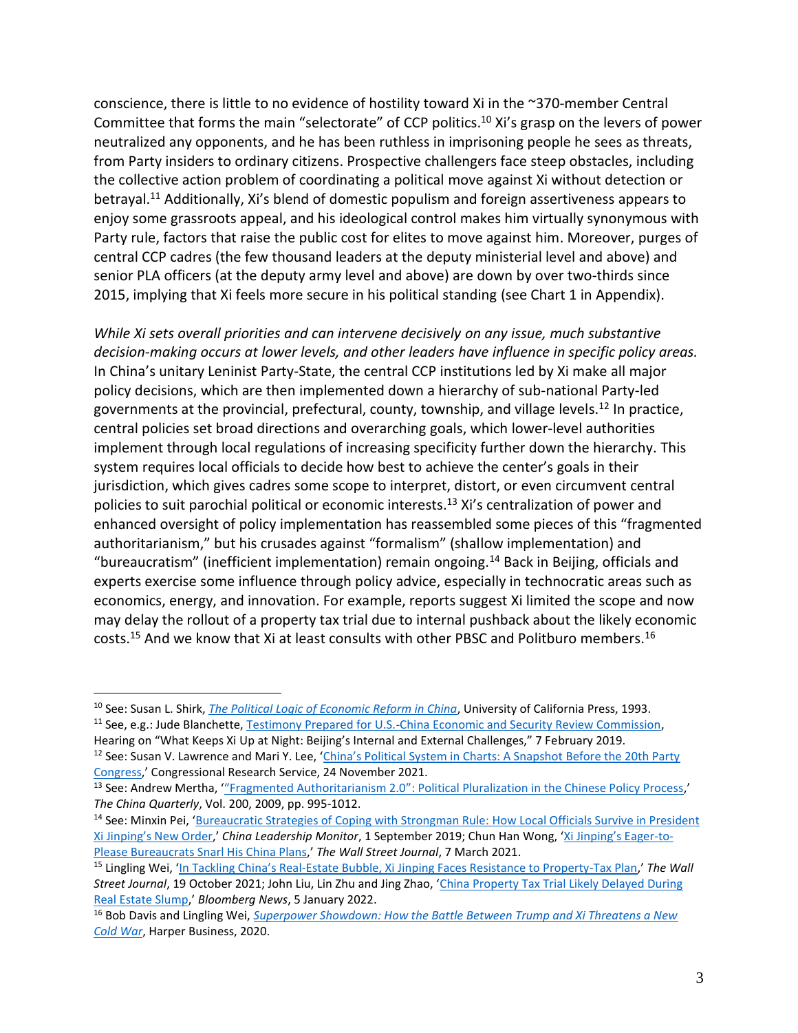conscience, there is little to no evidence of hostility toward Xi in the ~370-member Central Committee that forms the main "selectorate" of CCP politics.[10] Xi's grasp on the levers of power neutralized any opponents, and he has been ruthless in imprisoning people he sees as threats, from Party insiders to ordinary citizens. Prospective challengers face steep obstacles, including the collective action problem of coordinating a political move against Xi without detection or betrayal.[11] Additionally, Xi's blend of domestic populism and foreign assertiveness appears to enjoy some grassroots appeal, and his ideological control makes him virtually synonymous with Party rule, factors that raise the public cost for elites to move against him. Moreover, purges of central CCP cadres (the few thousand leaders at the deputy ministerial level and above) and senior PLA officers (at the deputy army level and above) are down by over two-thirds since 2015, implying that Xi feels more secure in his political standing (see Chart 1 in Appendix).

*While Xi sets overall priorities and can intervene decisively on any issue, much substantive decision-making occurs at lower levels, and other leaders have influence in specific policy areas.* In China's unitary Leninist Party-State, the central CCP institutions led by Xi make all major policy decisions, which are then implemented down a hierarchy of sub-national Party-led governments at the provincial, prefectural, county, township, and village levels.[12] In practice, central policies set broad directions and overarching goals, which lower-level authorities implement through local regulations of increasing specificity further down the hierarchy. This system requires local officials to decide how best to achieve the center's goals in their jurisdiction, which gives cadres some scope to interpret, distort, or even circumvent central policies to suit parochial political or economic interests.[13] Xi's centralization of power and enhanced oversight of policy implementation has reassembled some pieces of this "fragmented authoritarianism," but his crusades against "formalism" (shallow implementation) and "bureaucratism" (inefficient implementation) remain ongoing.[14] Back in Beijing, officials and experts exercise some influence through policy advice, especially in technocratic areas such as economics, energy, and innovation. For example, reports suggest Xi limited the scope and now may delay the rollout of a property tax trial due to internal pushback about the likely economic costs.[15] And we know that Xi at least consults with other PBSC and Politburo members.[16]

---

[10] See: Susan L. Shirk, *The Political Logic of Economic Reform in China*, University of California Press, 1993.

[11] See, e.g.: Jude Blanchette, Testimony Prepared for U.S.-China Economic and Security Review Commission, Hearing on "What Keeps Xi Up at Night: Beijing's Internal and External Challenges," 7 February 2019.

[12] See: Susan V. Lawrence and Mari Y. Lee, 'China's Political System in Charts: A Snapshot Before the 20th Party Congress,' Congressional Research Service, 24 November 2021.

[13] See: Andrew Mertha, '"Fragmented Authoritarianism 2.0": Political Pluralization in the Chinese Policy Process,' *The China Quarterly*, Vol. 200, 2009, pp. 995-1012.

[14] See: Minxin Pei, 'Bureaucratic Strategies of Coping with Strongman Rule: How Local Officials Survive in President Xi Jinping's New Order,' *China Leadership Monitor*, 1 September 2019; Chun Han Wong, 'Xi Jinping's Eager-to-Please Bureaucrats Snarl His China Plans,' *The Wall Street Journal*, 7 March 2021.

[15] Lingling Wei, 'In Tackling China's Real-Estate Bubble, Xi Jinping Faces Resistance to Property-Tax Plan,' *The Wall Street Journal*, 19 October 2021; John Liu, Lin Zhu and Jing Zhao, 'China Property Tax Trial Likely Delayed During Real Estate Slump,' *Bloomberg News*, 5 January 2022.

[16] Bob Davis and Lingling Wei, *Superpower Showdown: How the Battle Between Trump and Xi Threatens a New Cold War*, Harper Business, 2020.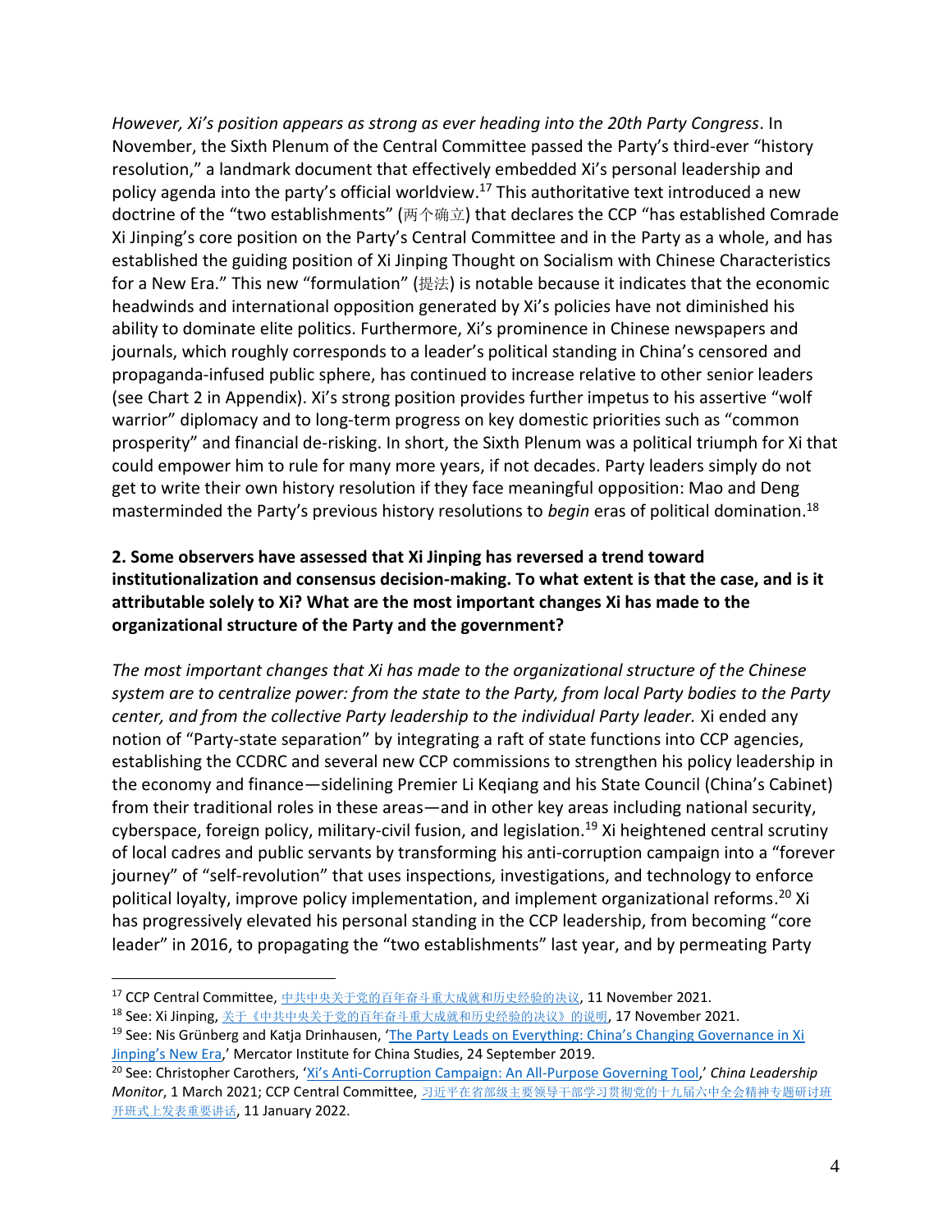*However, Xi's position appears as strong as ever heading into the 20th Party Congress*. In November, the Sixth Plenum of the Central Committee passed the Party's third-ever "history resolution," a landmark document that effectively embedded Xi's personal leadership and policy agenda into the party's official worldview.[17] This authoritative text introduced a new doctrine of the "two establishments" (两个确立) that declares the CCP "has established Comrade Xi Jinping's core position on the Party's Central Committee and in the Party as a whole, and has established the guiding position of Xi Jinping Thought on Socialism with Chinese Characteristics for a New Era." This new "formulation" (提法) is notable because it indicates that the economic headwinds and international opposition generated by Xi's policies have not diminished his ability to dominate elite politics. Furthermore, Xi's prominence in Chinese newspapers and journals, which roughly corresponds to a leader's political standing in China's censored and propaganda-infused public sphere, has continued to increase relative to other senior leaders (see Chart 2 in Appendix). Xi's strong position provides further impetus to his assertive "wolf warrior" diplomacy and to long-term progress on key domestic priorities such as "common prosperity" and financial de-risking. In short, the Sixth Plenum was a political triumph for Xi that could empower him to rule for many more years, if not decades. Party leaders simply do not get to write their own history resolution if they face meaningful opposition: Mao and Deng masterminded the Party's previous history resolutions to *begin* eras of political domination.[18]

**2. Some observers have assessed that Xi Jinping has reversed a trend toward institutionalization and consensus decision-making. To what extent is that the case, and is it attributable solely to Xi? What are the most important changes Xi has made to the organizational structure of the Party and the government?**

*The most important changes that Xi has made to the organizational structure of the Chinese system are to centralize power: from the state to the Party, from local Party bodies to the Party center, and from the collective Party leadership to the individual Party leader.* Xi ended any notion of "Party-state separation" by integrating a raft of state functions into CCP agencies, establishing the CCDRC and several new CCP commissions to strengthen his policy leadership in the economy and finance—sidelining Premier Li Keqiang and his State Council (China's Cabinet) from their traditional roles in these areas—and in other key areas including national security, cyberspace, foreign policy, military-civil fusion, and legislation.[19] Xi heightened central scrutiny of local cadres and public servants by transforming his anti-corruption campaign into a "forever journey" of "self-revolution" that uses inspections, investigations, and technology to enforce political loyalty, improve policy implementation, and implement organizational reforms.[20] Xi has progressively elevated his personal standing in the CCP leadership, from becoming "core leader" in 2016, to propagating the "two establishments" last year, and by permeating Party

---

[17] CCP Central Committee, 中共中央关于党的百年奋斗重大成就和历史经验的决议, 11 November 2021.

[18] See: Xi Jinping, 关于《中共中央关于党的百年奋斗重大成就和历史经验的决议》的说明, 17 November 2021.

[19] See: Nis Grünberg and Katja Drinhausen, 'The Party Leads on Everything: China's Changing Governance in Xi Jinping's New Era,' Mercator Institute for China Studies, 24 September 2019.

[20] See: Christopher Carothers, 'Xi's Anti-Corruption Campaign: An All-Purpose Governing Tool,' *China Leadership Monitor*, 1 March 2021; CCP Central Committee, 习近平在省部级主要领导干部学习贯彻党的十九届六中全会精神专题研讨班开班式上发表重要讲话, 11 January 2022.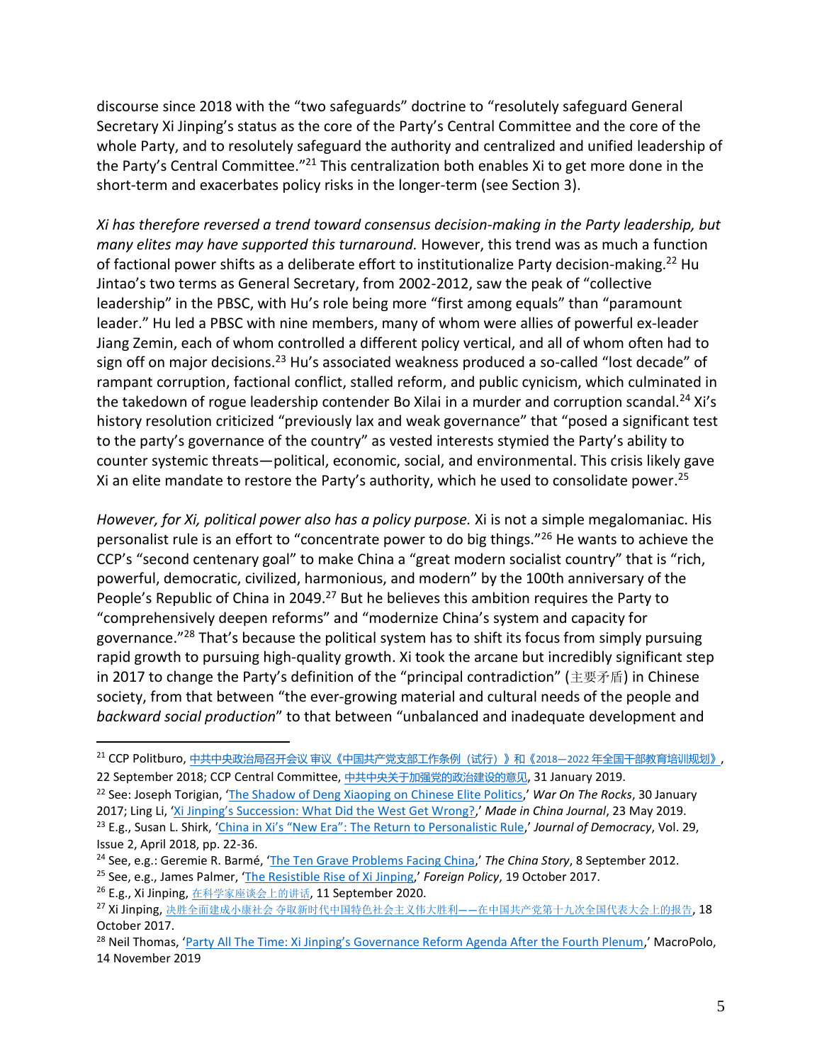discourse since 2018 with the "two safeguards" doctrine to "resolutely safeguard General Secretary Xi Jinping's status as the core of the Party's Central Committee and the core of the whole Party, and to resolutely safeguard the authority and centralized and unified leadership of the Party's Central Committee."[21] This centralization both enables Xi to get more done in the short-term and exacerbates policy risks in the longer-term (see Section 3).

*Xi has therefore reversed a trend toward consensus decision-making in the Party leadership, but many elites may have supported this turnaround.* However, this trend was as much a function of factional power shifts as a deliberate effort to institutionalize Party decision-making.[22] Hu Jintao's two terms as General Secretary, from 2002-2012, saw the peak of "collective leadership" in the PBSC, with Hu's role being more "first among equals" than "paramount leader." Hu led a PBSC with nine members, many of whom were allies of powerful ex-leader Jiang Zemin, each of whom controlled a different policy vertical, and all of whom often had to sign off on major decisions.[23] Hu's associated weakness produced a so-called "lost decade" of rampant corruption, factional conflict, stalled reform, and public cynicism, which culminated in the takedown of rogue leadership contender Bo Xilai in a murder and corruption scandal.[24] Xi's history resolution criticized "previously lax and weak governance" that "posed a significant test to the party's governance of the country" as vested interests stymied the Party's ability to counter systemic threats—political, economic, social, and environmental. This crisis likely gave Xi an elite mandate to restore the Party's authority, which he used to consolidate power.[25]

*However, for Xi, political power also has a policy purpose.* Xi is not a simple megalomaniac. His personalist rule is an effort to "concentrate power to do big things."[26] He wants to achieve the CCP's "second centenary goal" to make China a "great modern socialist country" that is "rich, powerful, democratic, civilized, harmonious, and modern" by the 100th anniversary of the People's Republic of China in 2049.[27] But he believes this ambition requires the Party to "comprehensively deepen reforms" and "modernize China's system and capacity for governance."[28] That's because the political system has to shift its focus from simply pursuing rapid growth to pursuing high-quality growth. Xi took the arcane but incredibly significant step in 2017 to change the Party's definition of the "principal contradiction" (主要矛盾) in Chinese society, from that between "the ever-growing material and cultural needs of the people and *backward social production*" to that between "unbalanced and inadequate development and

---

[21] CCP Politburo, 中共中央政治局召开会议 审议《中国共产党支部工作条例（试行）》和《2018—2022 年全国干部教育培训规划》, 22 September 2018; CCP Central Committee, 中共中央关于加强党的政治建设的意见, 31 January 2019.

[22] See: Joseph Torigian, 'The Shadow of Deng Xiaoping on Chinese Elite Politics,' *War On The Rocks*, 30 January 2017; Ling Li, 'Xi Jinping's Succession: What Did the West Get Wrong?,' *Made in China Journal*, 23 May 2019.

[23] E.g., Susan L. Shirk, 'China in Xi's "New Era": The Return to Personalistic Rule,' *Journal of Democracy*, Vol. 29, Issue 2, April 2018, pp. 22-36.

[24] See, e.g.: Geremie R. Barmé, 'The Ten Grave Problems Facing China,' *The China Story*, 8 September 2012.

[25] See, e.g., James Palmer, 'The Resistible Rise of Xi Jinping,' *Foreign Policy*, 19 October 2017.

[26] E.g., Xi Jinping, 在科学家座谈会上的讲话, 11 September 2020.

[27] Xi Jinping, 决胜全面建成小康社会 夺取新时代中国特色社会主义伟大胜利——在中国共产党第十九次全国代表大会上的报告, 18 October 2017.

[28] Neil Thomas, 'Party All The Time: Xi Jinping's Governance Reform Agenda After the Fourth Plenum,' MacroPolo, 14 November 2019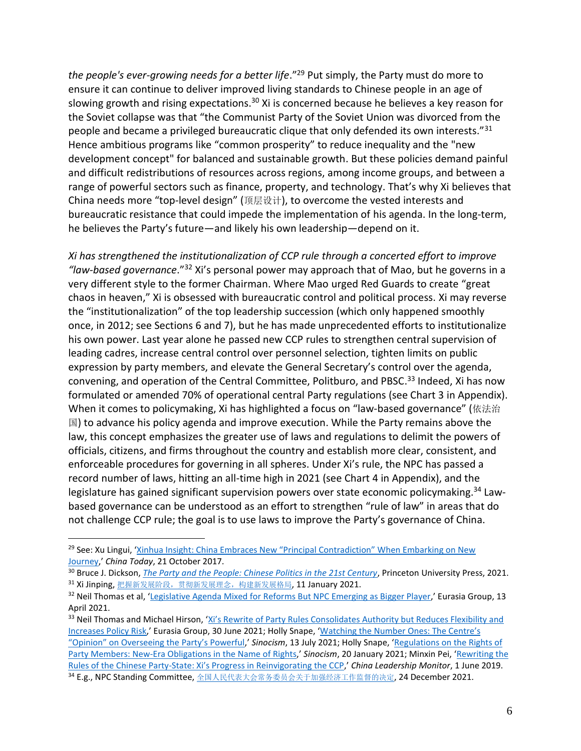*the people's ever-growing needs for a better life*."[29] Put simply, the Party must do more to ensure it can continue to deliver improved living standards to Chinese people in an age of slowing growth and rising expectations.[30] Xi is concerned because he believes a key reason for the Soviet collapse was that "the Communist Party of the Soviet Union was divorced from the people and became a privileged bureaucratic clique that only defended its own interests."[31] Hence ambitious programs like "common prosperity" to reduce inequality and the "new development concept" for balanced and sustainable growth. But these policies demand painful and difficult redistributions of resources across regions, among income groups, and between a range of powerful sectors such as finance, property, and technology. That's why Xi believes that China needs more "top-level design" (顶层设计), to overcome the vested interests and bureaucratic resistance that could impede the implementation of his agenda. In the long-term, he believes the Party's future—and likely his own leadership—depend on it.

*Xi has strengthened the institutionalization of CCP rule through a concerted effort to improve "law-based governance*."[32] Xi's personal power may approach that of Mao, but he governs in a very different style to the former Chairman. Where Mao urged Red Guards to create "great chaos in heaven," Xi is obsessed with bureaucratic control and political process. Xi may reverse the "institutionalization" of the top leadership succession (which only happened smoothly once, in 2012; see Sections 6 and 7), but he has made unprecedented efforts to institutionalize his own power. Last year alone he passed new CCP rules to strengthen central supervision of leading cadres, increase central control over personnel selection, tighten limits on public expression by party members, and elevate the General Secretary's control over the agenda, convening, and operation of the Central Committee, Politburo, and PBSC.[33] Indeed, Xi has now formulated or amended 70% of operational central Party regulations (see Chart 3 in Appendix). When it comes to policymaking, Xi has highlighted a focus on "law-based governance" (依法治国) to advance his policy agenda and improve execution. While the Party remains above the law, this concept emphasizes the greater use of laws and regulations to delimit the powers of officials, citizens, and firms throughout the country and establish more clear, consistent, and enforceable procedures for governing in all spheres. Under Xi's rule, the NPC has passed a record number of laws, hitting an all-time high in 2021 (see Chart 4 in Appendix), and the legislature has gained significant supervision powers over state economic policymaking.[34] Law-based governance can be understood as an effort to strengthen "rule of law" in areas that do not challenge CCP rule; the goal is to use laws to improve the Party's governance of China.

---

[29] See: Xu Lingui, 'Xinhua Insight: China Embraces New "Principal Contradiction" When Embarking on New Journey,' *China Today*, 21 October 2017.

[30] Bruce J. Dickson, *The Party and the People: Chinese Politics in the 21st Century*, Princeton University Press, 2021.

[31] Xi Jinping, 把握新发展阶段，贯彻新发展理念，构建新发展格局, 11 January 2021.

[32] Neil Thomas et al, 'Legislative Agenda Mixed for Reforms But NPC Emerging as Bigger Player,' Eurasia Group, 13 April 2021.

[33] Neil Thomas and Michael Hirson, 'Xi's Rewrite of Party Rules Consolidates Authority but Reduces Flexibility and Increases Policy Risk,' Eurasia Group, 30 June 2021; Holly Snape, 'Watching the Number Ones: The Centre's "Opinion" on Overseeing the Party's Powerful,' *Sinocism*, 13 July 2021; Holly Snape, 'Regulations on the Rights of Party Members: New-Era Obligations in the Name of Rights,' *Sinocism*, 20 January 2021; Minxin Pei, 'Rewriting the Rules of the Chinese Party-State: Xi's Progress in Reinvigorating the CCP,' *China Leadership Monitor*, 1 June 2019.

[34] E.g., NPC Standing Committee, 全国人民代表大会常务委员会关于加强经济工作监督的决定, 24 December 2021.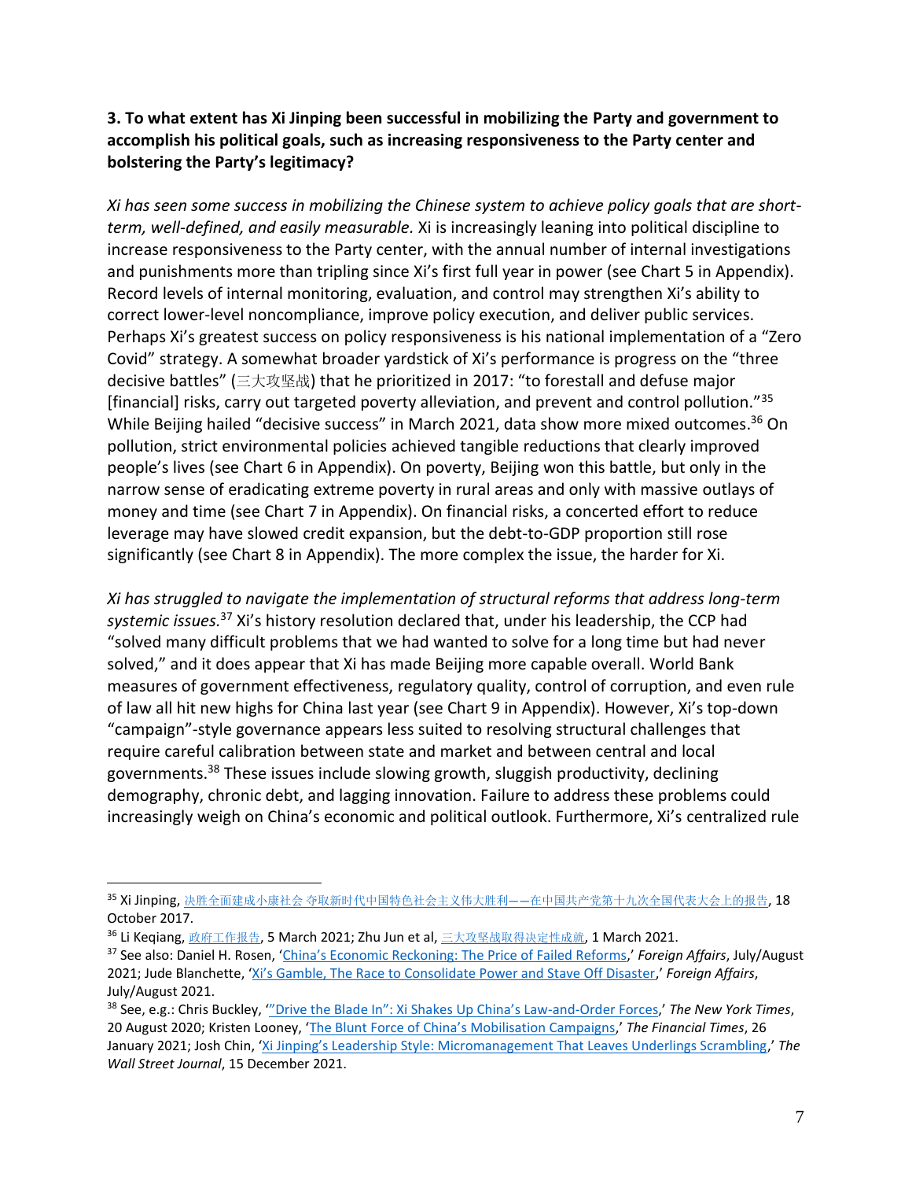**3. To what extent has Xi Jinping been successful in mobilizing the Party and government to accomplish his political goals, such as increasing responsiveness to the Party center and bolstering the Party's legitimacy?**

*Xi has seen some success in mobilizing the Chinese system to achieve policy goals that are short-term, well-defined, and easily measurable.* Xi is increasingly leaning into political discipline to increase responsiveness to the Party center, with the annual number of internal investigations and punishments more than tripling since Xi's first full year in power (see Chart 5 in Appendix). Record levels of internal monitoring, evaluation, and control may strengthen Xi's ability to correct lower-level noncompliance, improve policy execution, and deliver public services. Perhaps Xi's greatest success on policy responsiveness is his national implementation of a "Zero Covid" strategy. A somewhat broader yardstick of Xi's performance is progress on the "three decisive battles" (三大攻坚战) that he prioritized in 2017: "to forestall and defuse major [financial] risks, carry out targeted poverty alleviation, and prevent and control pollution."[35] While Beijing hailed "decisive success" in March 2021, data show more mixed outcomes.[36] On pollution, strict environmental policies achieved tangible reductions that clearly improved people's lives (see Chart 6 in Appendix). On poverty, Beijing won this battle, but only in the narrow sense of eradicating extreme poverty in rural areas and only with massive outlays of money and time (see Chart 7 in Appendix). On financial risks, a concerted effort to reduce leverage may have slowed credit expansion, but the debt-to-GDP proportion still rose significantly (see Chart 8 in Appendix). The more complex the issue, the harder for Xi.

*Xi has struggled to navigate the implementation of structural reforms that address long-term systemic issues.*[37] Xi's history resolution declared that, under his leadership, the CCP had "solved many difficult problems that we had wanted to solve for a long time but had never solved," and it does appear that Xi has made Beijing more capable overall. World Bank measures of government effectiveness, regulatory quality, control of corruption, and even rule of law all hit new highs for China last year (see Chart 9 in Appendix). However, Xi's top-down "campaign"-style governance appears less suited to resolving structural challenges that require careful calibration between state and market and between central and local governments.[38] These issues include slowing growth, sluggish productivity, declining demography, chronic debt, and lagging innovation. Failure to address these problems could increasingly weigh on China's economic and political outlook. Furthermore, Xi's centralized rule

---

[35] Xi Jinping, 决胜全面建成小康社会 夺取新时代中国特色社会主义伟大胜利——在中国共产党第十九次全国代表大会上的报告, 18 October 2017.

[36] Li Keqiang, 政府工作报告, 5 March 2021; Zhu Jun et al, 三大攻坚战取得决定性成就, 1 March 2021.

[37] See also: Daniel H. Rosen, 'China's Economic Reckoning: The Price of Failed Reforms,' *Foreign Affairs*, July/August 2021; Jude Blanchette, 'Xi's Gamble, The Race to Consolidate Power and Stave Off Disaster,' *Foreign Affairs*, July/August 2021.

[38] See, e.g.: Chris Buckley, '"Drive the Blade In": Xi Shakes Up China's Law-and-Order Forces,' *The New York Times*, 20 August 2020; Kristen Looney, 'The Blunt Force of China's Mobilisation Campaigns,' *The Financial Times*, 26 January 2021; Josh Chin, 'Xi Jinping's Leadership Style: Micromanagement That Leaves Underlings Scrambling,' *The Wall Street Journal*, 15 December 2021.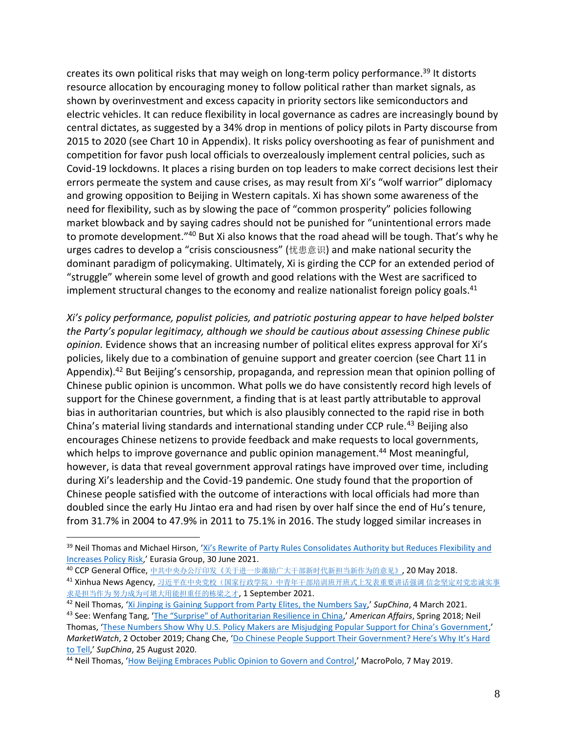creates its own political risks that may weigh on long-term policy performance.[39] It distorts resource allocation by encouraging money to follow political rather than market signals, as shown by overinvestment and excess capacity in priority sectors like semiconductors and electric vehicles. It can reduce flexibility in local governance as cadres are increasingly bound by central dictates, as suggested by a 34% drop in mentions of policy pilots in Party discourse from 2015 to 2020 (see Chart 10 in Appendix). It risks policy overshooting as fear of punishment and competition for favor push local officials to overzealously implement central policies, such as Covid-19 lockdowns. It places a rising burden on top leaders to make correct decisions lest their errors permeate the system and cause crises, as may result from Xi's "wolf warrior" diplomacy and growing opposition to Beijing in Western capitals. Xi has shown some awareness of the need for flexibility, such as by slowing the pace of "common prosperity" policies following market blowback and by saying cadres should not be punished for "unintentional errors made to promote development."[40] But Xi also knows that the road ahead will be tough. That's why he urges cadres to develop a "crisis consciousness" (忧患意识) and make national security the dominant paradigm of policymaking. Ultimately, Xi is girding the CCP for an extended period of "struggle" wherein some level of growth and good relations with the West are sacrificed to implement structural changes to the economy and realize nationalist foreign policy goals.[41]

*Xi's policy performance, populist policies, and patriotic posturing appear to have helped bolster the Party's popular legitimacy, although we should be cautious about assessing Chinese public opinion.* Evidence shows that an increasing number of political elites express approval for Xi's policies, likely due to a combination of genuine support and greater coercion (see Chart 11 in Appendix).[42] But Beijing's censorship, propaganda, and repression mean that opinion polling of Chinese public opinion is uncommon. What polls we do have consistently record high levels of support for the Chinese government, a finding that is at least partly attributable to approval bias in authoritarian countries, but which is also plausibly connected to the rapid rise in both China's material living standards and international standing under CCP rule.[43] Beijing also encourages Chinese netizens to provide feedback and make requests to local governments, which helps to improve governance and public opinion management.[44] Most meaningful, however, is data that reveal government approval ratings have improved over time, including during Xi's leadership and the Covid-19 pandemic. One study found that the proportion of Chinese people satisfied with the outcome of interactions with local officials had more than doubled since the early Hu Jintao era and had risen by over half since the end of Hu's tenure, from 31.7% in 2004 to 47.9% in 2011 to 75.1% in 2016. The study logged similar increases in

---

[39] Neil Thomas and Michael Hirson, 'Xi's Rewrite of Party Rules Consolidates Authority but Reduces Flexibility and Increases Policy Risk,' Eurasia Group, 30 June 2021.

[40] CCP General Office, 中共中央办公厅印发《关于进一步激励广大干部新时代新担当新作为的意见》, 20 May 2018.

[41] Xinhua News Agency, 习近平在中央党校（国家行政学院）中青年干部培训班开班式上发表重要讲话强调 信念坚定对党忠诚实事求是担当作为 努力成为可堪大用能担重任的栋梁之才, 1 September 2021.

[42] Neil Thomas, 'Xi Jinping is Gaining Support from Party Elites, the Numbers Say,' *SupChina*, 4 March 2021.

[43] See: Wenfang Tang, 'The "Surprise" of Authoritarian Resilience in China,' *American Affairs*, Spring 2018; Neil Thomas, 'These Numbers Show Why U.S. Policy Makers are Misjudging Popular Support for China's Government,' *MarketWatch*, 2 October 2019; Chang Che, 'Do Chinese People Support Their Government? Here's Why It's Hard to Tell,' *SupChina*, 25 August 2020.

[44] Neil Thomas, 'How Beijing Embraces Public Opinion to Govern and Control,' MacroPolo, 7 May 2019.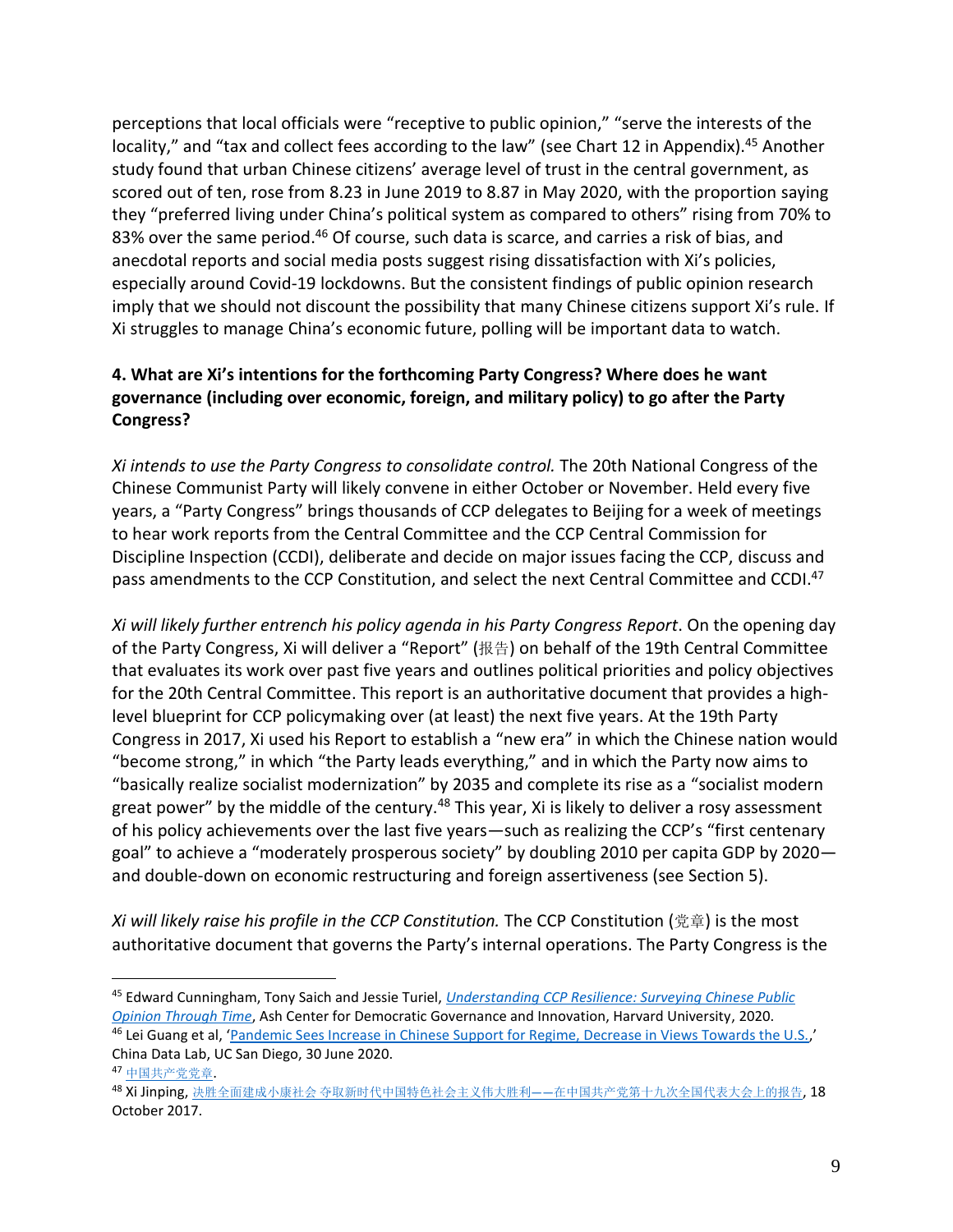perceptions that local officials were "receptive to public opinion," "serve the interests of the locality," and "tax and collect fees according to the law" (see Chart 12 in Appendix).[45] Another study found that urban Chinese citizens' average level of trust in the central government, as scored out of ten, rose from 8.23 in June 2019 to 8.87 in May 2020, with the proportion saying they "preferred living under China's political system as compared to others" rising from 70% to 83% over the same period.[46] Of course, such data is scarce, and carries a risk of bias, and anecdotal reports and social media posts suggest rising dissatisfaction with Xi's policies, especially around Covid-19 lockdowns. But the consistent findings of public opinion research imply that we should not discount the possibility that many Chinese citizens support Xi's rule. If Xi struggles to manage China's economic future, polling will be important data to watch.

**4. What are Xi's intentions for the forthcoming Party Congress? Where does he want governance (including over economic, foreign, and military policy) to go after the Party Congress?**

*Xi intends to use the Party Congress to consolidate control.* The 20th National Congress of the Chinese Communist Party will likely convene in either October or November. Held every five years, a "Party Congress" brings thousands of CCP delegates to Beijing for a week of meetings to hear work reports from the Central Committee and the CCP Central Commission for Discipline Inspection (CCDI), deliberate and decide on major issues facing the CCP, discuss and pass amendments to the CCP Constitution, and select the next Central Committee and CCDI.[47]

*Xi will likely further entrench his policy agenda in his Party Congress Report*. On the opening day of the Party Congress, Xi will deliver a "Report" (报告) on behalf of the 19th Central Committee that evaluates its work over past five years and outlines political priorities and policy objectives for the 20th Central Committee. This report is an authoritative document that provides a high-level blueprint for CCP policymaking over (at least) the next five years. At the 19th Party Congress in 2017, Xi used his Report to establish a "new era" in which the Chinese nation would "become strong," in which "the Party leads everything," and in which the Party now aims to "basically realize socialist modernization" by 2035 and complete its rise as a "socialist modern great power" by the middle of the century.[48] This year, Xi is likely to deliver a rosy assessment of his policy achievements over the last five years—such as realizing the CCP's "first centenary goal" to achieve a "moderately prosperous society" by doubling 2010 per capita GDP by 2020—and double-down on economic restructuring and foreign assertiveness (see Section 5).

*Xi will likely raise his profile in the CCP Constitution.* The CCP Constitution (党章) is the most authoritative document that governs the Party's internal operations. The Party Congress is the

---

[45] Edward Cunningham, Tony Saich and Jessie Turiel, *Understanding CCP Resilience: Surveying Chinese Public Opinion Through Time*, Ash Center for Democratic Governance and Innovation, Harvard University, 2020.

[46] Lei Guang et al, 'Pandemic Sees Increase in Chinese Support for Regime, Decrease in Views Towards the U.S.,' China Data Lab, UC San Diego, 30 June 2020.

[47] 中国共产党党章.

[48] Xi Jinping, 决胜全面建成小康社会 夺取新时代中国特色社会主义伟大胜利——在中国共产党第十九次全国代表大会上的报告, 18 October 2017.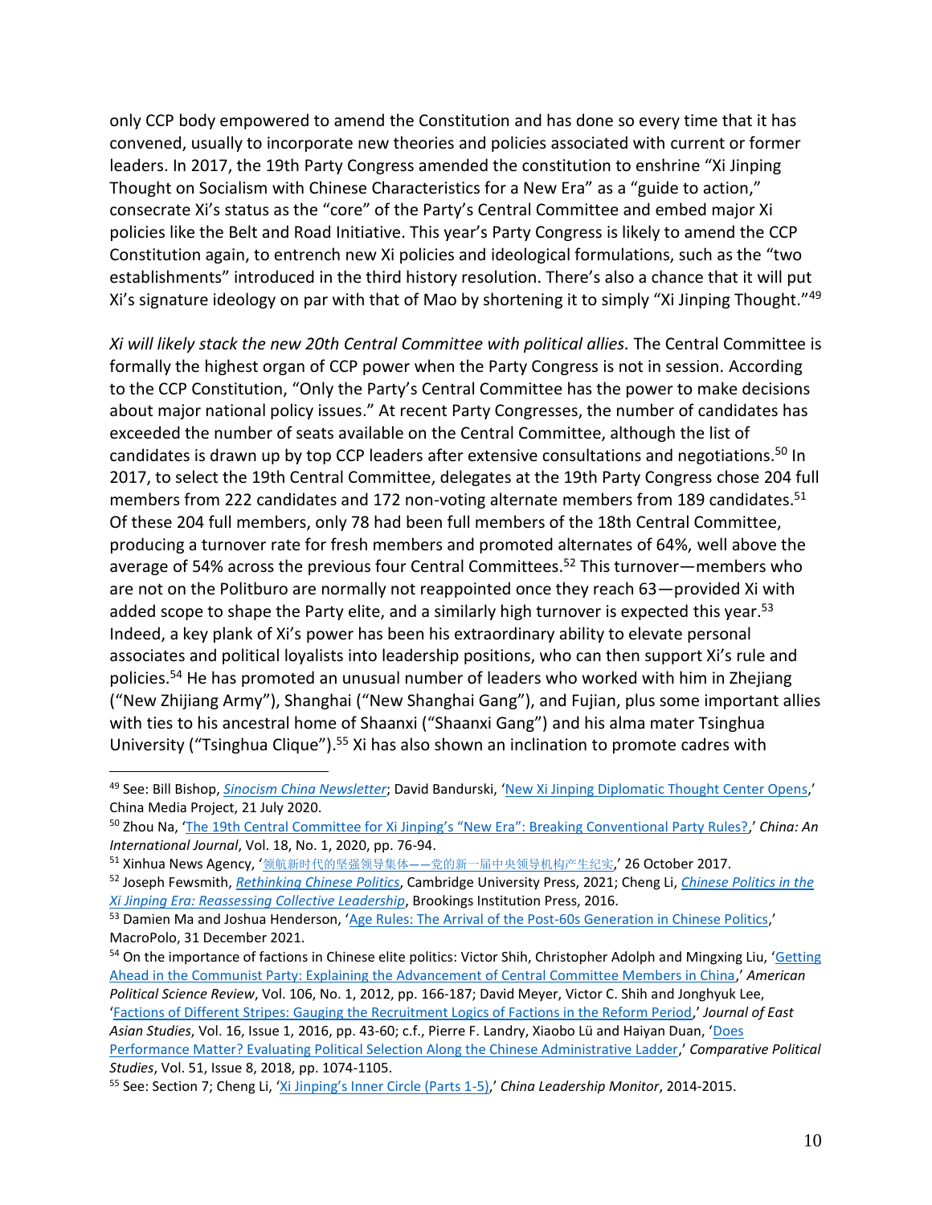only CCP body empowered to amend the Constitution and has done so every time that it has convened, usually to incorporate new theories and policies associated with current or former leaders. In 2017, the 19th Party Congress amended the constitution to enshrine "Xi Jinping Thought on Socialism with Chinese Characteristics for a New Era" as a "guide to action," consecrate Xi's status as the "core" of the Party's Central Committee and embed major Xi policies like the Belt and Road Initiative. This year's Party Congress is likely to amend the CCP Constitution again, to entrench new Xi policies and ideological formulations, such as the "two establishments" introduced in the third history resolution. There's also a chance that it will put Xi's signature ideology on par with that of Mao by shortening it to simply "Xi Jinping Thought."[49]

*Xi will likely stack the new 20th Central Committee with political allies.* The Central Committee is formally the highest organ of CCP power when the Party Congress is not in session. According to the CCP Constitution, "Only the Party's Central Committee has the power to make decisions about major national policy issues." At recent Party Congresses, the number of candidates has exceeded the number of seats available on the Central Committee, although the list of candidates is drawn up by top CCP leaders after extensive consultations and negotiations.[50] In 2017, to select the 19th Central Committee, delegates at the 19th Party Congress chose 204 full members from 222 candidates and 172 non-voting alternate members from 189 candidates.[51] Of these 204 full members, only 78 had been full members of the 18th Central Committee, producing a turnover rate for fresh members and promoted alternates of 64%, well above the average of 54% across the previous four Central Committees.[52] This turnover—members who are not on the Politburo are normally not reappointed once they reach 63—provided Xi with added scope to shape the Party elite, and a similarly high turnover is expected this year.[53] Indeed, a key plank of Xi's power has been his extraordinary ability to elevate personal associates and political loyalists into leadership positions, who can then support Xi's rule and policies.[54] He has promoted an unusual number of leaders who worked with him in Zhejiang ("New Zhijiang Army"), Shanghai ("New Shanghai Gang"), and Fujian, plus some important allies with ties to his ancestral home of Shaanxi ("Shaanxi Gang") and his alma mater Tsinghua University ("Tsinghua Clique").[55] Xi has also shown an inclination to promote cadres with

---

[49] See: Bill Bishop, *Sinocism China Newsletter*; David Bandurski, 'New Xi Jinping Diplomatic Thought Center Opens,' China Media Project, 21 July 2020.

[50] Zhou Na, 'The 19th Central Committee for Xi Jinping's "New Era": Breaking Conventional Party Rules?,' *China: An International Journal*, Vol. 18, No. 1, 2020, pp. 76-94.

[51] Xinhua News Agency, '领航新时代的坚强领导集体——党的新一届中央领导机构产生纪实,' 26 October 2017.

[52] Joseph Fewsmith, *Rethinking Chinese Politics*, Cambridge University Press, 2021; Cheng Li, *Chinese Politics in the Xi Jinping Era: Reassessing Collective Leadership*, Brookings Institution Press, 2016.

[53] Damien Ma and Joshua Henderson, 'Age Rules: The Arrival of the Post-60s Generation in Chinese Politics,' MacroPolo, 31 December 2021.

[54] On the importance of factions in Chinese elite politics: Victor Shih, Christopher Adolph and Mingxing Liu, 'Getting Ahead in the Communist Party: Explaining the Advancement of Central Committee Members in China,' *American Political Science Review*, Vol. 106, No. 1, 2012, pp. 166-187; David Meyer, Victor C. Shih and Jonghyuk Lee, 'Factions of Different Stripes: Gauging the Recruitment Logics of Factions in the Reform Period,' *Journal of East Asian Studies*, Vol. 16, Issue 1, 2016, pp. 43-60; c.f., Pierre F. Landry, Xiaobo Lü and Haiyan Duan, 'Does Performance Matter? Evaluating Political Selection Along the Chinese Administrative Ladder,' *Comparative Political Studies*, Vol. 51, Issue 8, 2018, pp. 1074-1105.

[55] See: Section 7; Cheng Li, 'Xi Jinping's Inner Circle (Parts 1-5),' *China Leadership Monitor*, 2014-2015.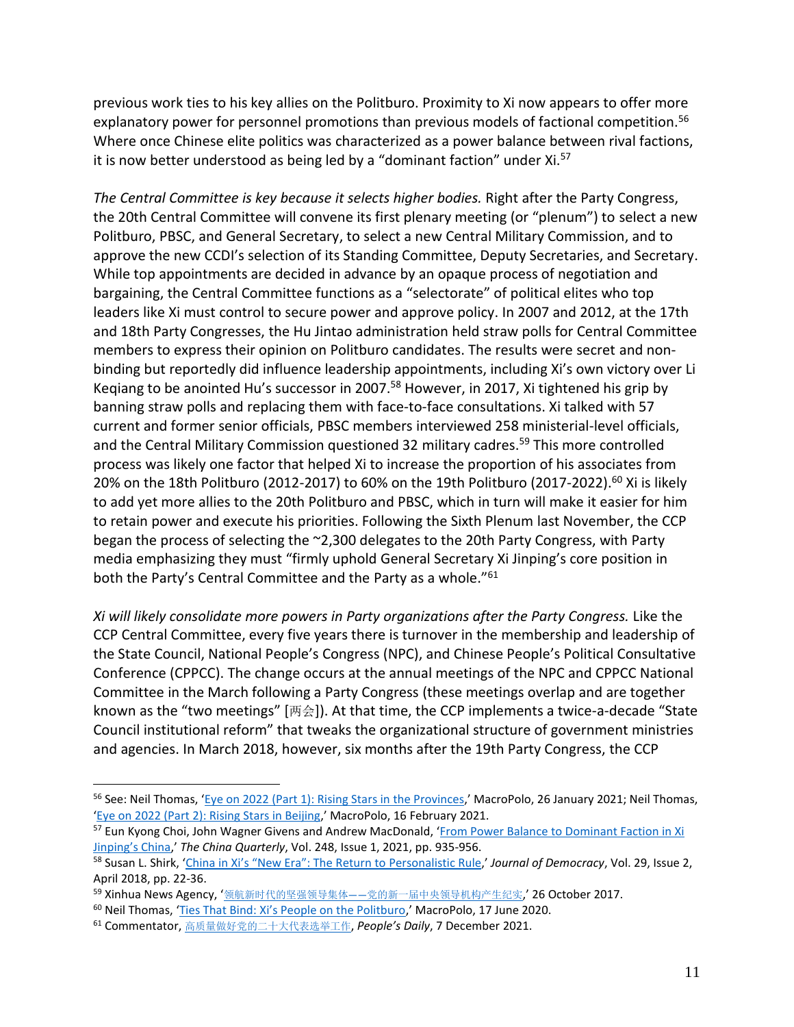previous work ties to his key allies on the Politburo. Proximity to Xi now appears to offer more explanatory power for personnel promotions than previous models of factional competition.[56] Where once Chinese elite politics was characterized as a power balance between rival factions, it is now better understood as being led by a "dominant faction" under Xi.[57]

*The Central Committee is key because it selects higher bodies.* Right after the Party Congress, the 20th Central Committee will convene its first plenary meeting (or "plenum") to select a new Politburo, PBSC, and General Secretary, to select a new Central Military Commission, and to approve the new CCDI's selection of its Standing Committee, Deputy Secretaries, and Secretary. While top appointments are decided in advance by an opaque process of negotiation and bargaining, the Central Committee functions as a "selectorate" of political elites who top leaders like Xi must control to secure power and approve policy. In 2007 and 2012, at the 17th and 18th Party Congresses, the Hu Jintao administration held straw polls for Central Committee members to express their opinion on Politburo candidates. The results were secret and non-binding but reportedly did influence leadership appointments, including Xi's own victory over Li Keqiang to be anointed Hu's successor in 2007.[58] However, in 2017, Xi tightened his grip by banning straw polls and replacing them with face-to-face consultations. Xi talked with 57 current and former senior officials, PBSC members interviewed 258 ministerial-level officials, and the Central Military Commission questioned 32 military cadres.[59] This more controlled process was likely one factor that helped Xi to increase the proportion of his associates from 20% on the 18th Politburo (2012-2017) to 60% on the 19th Politburo (2017-2022).[60] Xi is likely to add yet more allies to the 20th Politburo and PBSC, which in turn will make it easier for him to retain power and execute his priorities. Following the Sixth Plenum last November, the CCP began the process of selecting the ~2,300 delegates to the 20th Party Congress, with Party media emphasizing they must "firmly uphold General Secretary Xi Jinping's core position in both the Party's Central Committee and the Party as a whole."[61]

*Xi will likely consolidate more powers in Party organizations after the Party Congress.* Like the CCP Central Committee, every five years there is turnover in the membership and leadership of the State Council, National People's Congress (NPC), and Chinese People's Political Consultative Conference (CPPCC). The change occurs at the annual meetings of the NPC and CPPCC National Committee in the March following a Party Congress (these meetings overlap and are together known as the "two meetings" [两会]). At that time, the CCP implements a twice-a-decade "State Council institutional reform" that tweaks the organizational structure of government ministries and agencies. In March 2018, however, six months after the 19th Party Congress, the CCP

---

[56] See: Neil Thomas, 'Eye on 2022 (Part 1): Rising Stars in the Provinces,' MacroPolo, 26 January 2021; Neil Thomas, 'Eye on 2022 (Part 2): Rising Stars in Beijing,' MacroPolo, 16 February 2021.

[57] Eun Kyong Choi, John Wagner Givens and Andrew MacDonald, 'From Power Balance to Dominant Faction in Xi Jinping's China,' *The China Quarterly*, Vol. 248, Issue 1, 2021, pp. 935-956.

[58] Susan L. Shirk, 'China in Xi's "New Era": The Return to Personalistic Rule,' *Journal of Democracy*, Vol. 29, Issue 2, April 2018, pp. 22-36.

[59] Xinhua News Agency, '领航新时代的坚强领导集体——党的新一届中央领导机构产生纪实,' 26 October 2017.

[60] Neil Thomas, 'Ties That Bind: Xi's People on the Politburo,' MacroPolo, 17 June 2020.

[61] Commentator, 高质量做好党的二十大代表选举工作, *People's Daily*, 7 December 2021.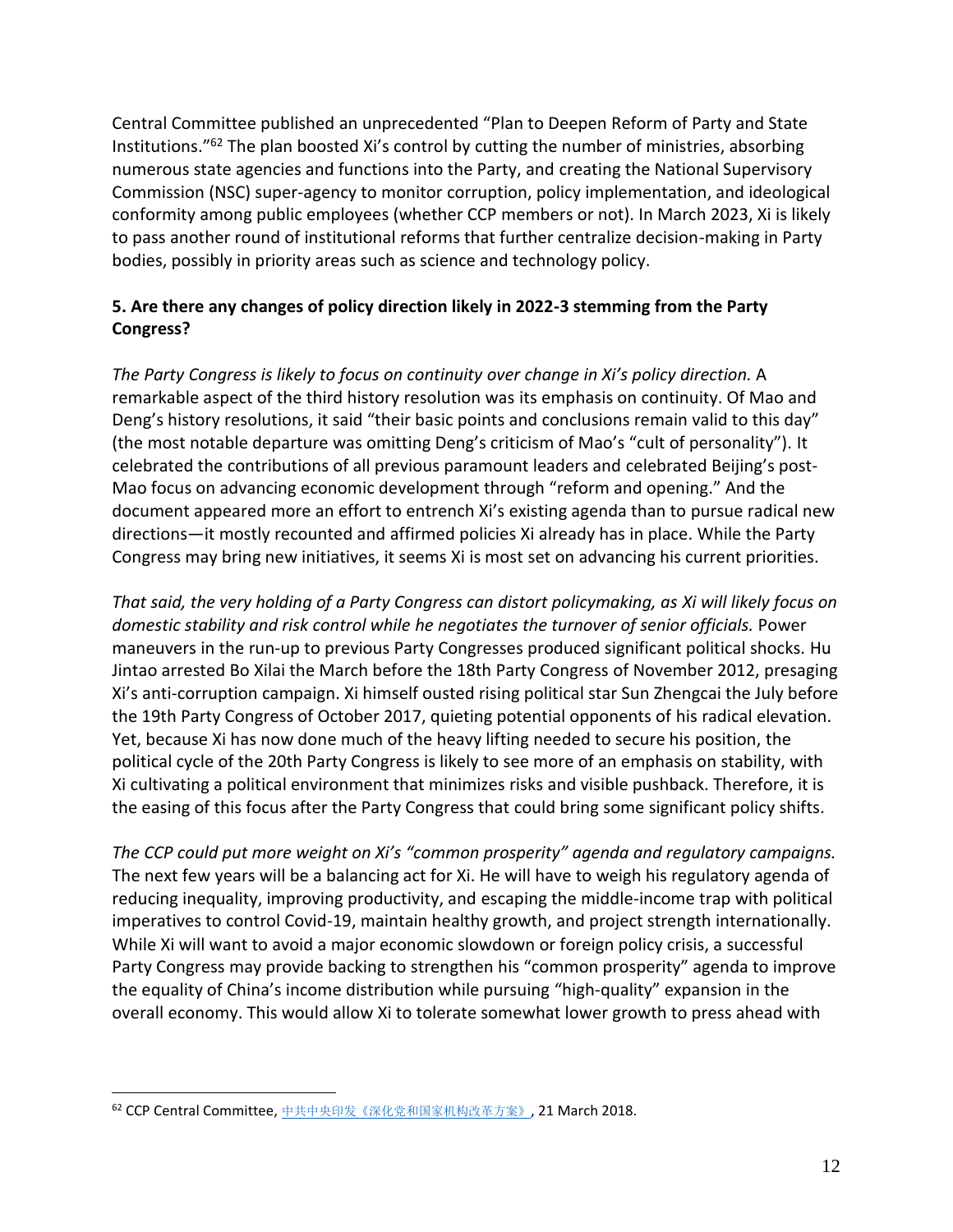Central Committee published an unprecedented "Plan to Deepen Reform of Party and State Institutions."[62] The plan boosted Xi's control by cutting the number of ministries, absorbing numerous state agencies and functions into the Party, and creating the National Supervisory Commission (NSC) super-agency to monitor corruption, policy implementation, and ideological conformity among public employees (whether CCP members or not). In March 2023, Xi is likely to pass another round of institutional reforms that further centralize decision-making in Party bodies, possibly in priority areas such as science and technology policy.

**5. Are there any changes of policy direction likely in 2022-3 stemming from the Party Congress?**

*The Party Congress is likely to focus on continuity over change in Xi's policy direction.* A remarkable aspect of the third history resolution was its emphasis on continuity. Of Mao and Deng's history resolutions, it said "their basic points and conclusions remain valid to this day" (the most notable departure was omitting Deng's criticism of Mao's "cult of personality"). It celebrated the contributions of all previous paramount leaders and celebrated Beijing's post-Mao focus on advancing economic development through "reform and opening." And the document appeared more an effort to entrench Xi's existing agenda than to pursue radical new directions—it mostly recounted and affirmed policies Xi already has in place. While the Party Congress may bring new initiatives, it seems Xi is most set on advancing his current priorities.

*That said, the very holding of a Party Congress can distort policymaking, as Xi will likely focus on domestic stability and risk control while he negotiates the turnover of senior officials.* Power maneuvers in the run-up to previous Party Congresses produced significant political shocks. Hu Jintao arrested Bo Xilai the March before the 18th Party Congress of November 2012, presaging Xi's anti-corruption campaign. Xi himself ousted rising political star Sun Zhengcai the July before the 19th Party Congress of October 2017, quieting potential opponents of his radical elevation. Yet, because Xi has now done much of the heavy lifting needed to secure his position, the political cycle of the 20th Party Congress is likely to see more of an emphasis on stability, with Xi cultivating a political environment that minimizes risks and visible pushback. Therefore, it is the easing of this focus after the Party Congress that could bring some significant policy shifts.

*The CCP could put more weight on Xi's "common prosperity" agenda and regulatory campaigns.* The next few years will be a balancing act for Xi. He will have to weigh his regulatory agenda of reducing inequality, improving productivity, and escaping the middle-income trap with political imperatives to control Covid-19, maintain healthy growth, and project strength internationally. While Xi will want to avoid a major economic slowdown or foreign policy crisis, a successful Party Congress may provide backing to strengthen his "common prosperity" agenda to improve the equality of China's income distribution while pursuing "high-quality" expansion in the overall economy. This would allow Xi to tolerate somewhat lower growth to press ahead with

[62] CCP Central Committee, 中共中央印发《深化党和国家机构改革方案》, 21 March 2018.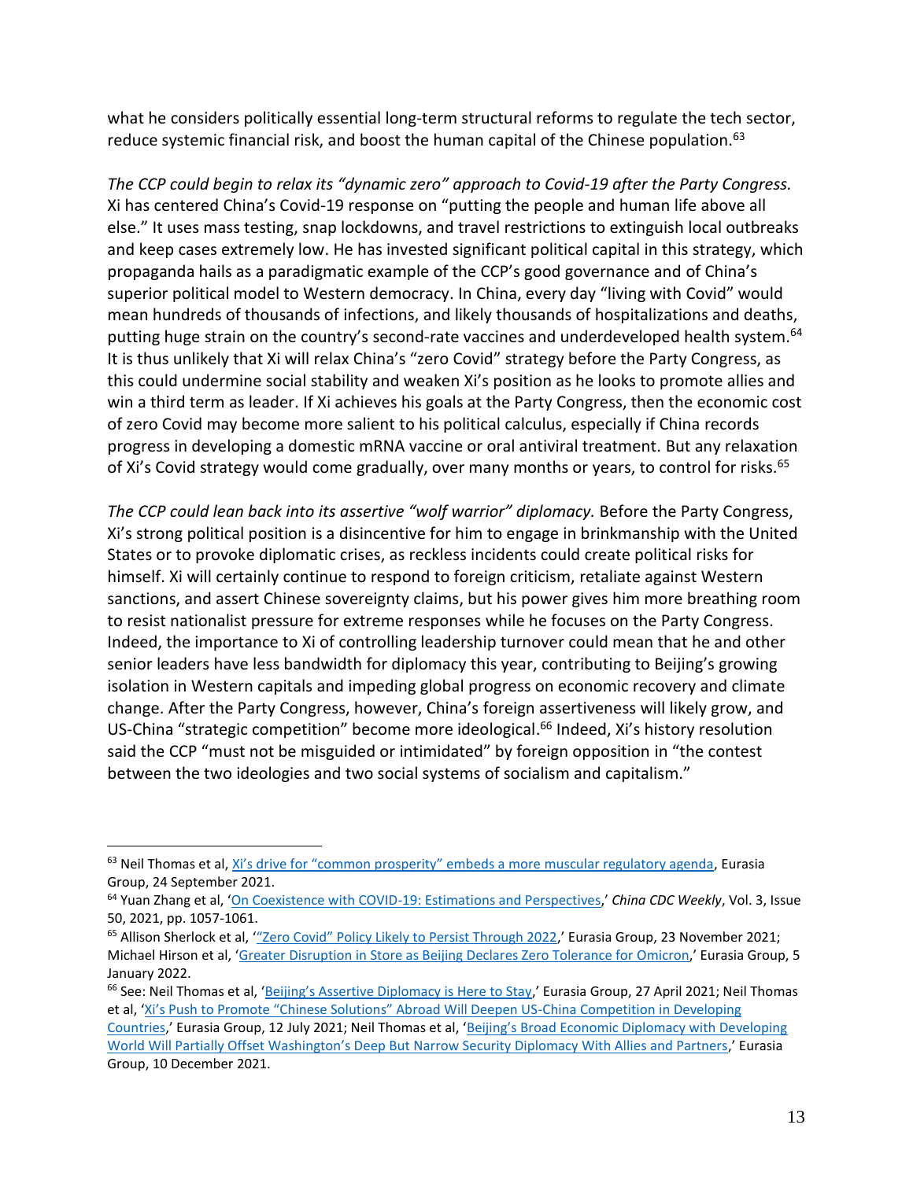what he considers politically essential long-term structural reforms to regulate the tech sector, reduce systemic financial risk, and boost the human capital of the Chinese population.[63]

*The CCP could begin to relax its "dynamic zero" approach to Covid-19 after the Party Congress.* Xi has centered China's Covid-19 response on "putting the people and human life above all else." It uses mass testing, snap lockdowns, and travel restrictions to extinguish local outbreaks and keep cases extremely low. He has invested significant political capital in this strategy, which propaganda hails as a paradigmatic example of the CCP's good governance and of China's superior political model to Western democracy. In China, every day "living with Covid" would mean hundreds of thousands of infections, and likely thousands of hospitalizations and deaths, putting huge strain on the country's second-rate vaccines and underdeveloped health system.[64] It is thus unlikely that Xi will relax China's "zero Covid" strategy before the Party Congress, as this could undermine social stability and weaken Xi's position as he looks to promote allies and win a third term as leader. If Xi achieves his goals at the Party Congress, then the economic cost of zero Covid may become more salient to his political calculus, especially if China records progress in developing a domestic mRNA vaccine or oral antiviral treatment. But any relaxation of Xi's Covid strategy would come gradually, over many months or years, to control for risks.[65]

*The CCP could lean back into its assertive "wolf warrior" diplomacy.* Before the Party Congress, Xi's strong political position is a disincentive for him to engage in brinkmanship with the United States or to provoke diplomatic crises, as reckless incidents could create political risks for himself. Xi will certainly continue to respond to foreign criticism, retaliate against Western sanctions, and assert Chinese sovereignty claims, but his power gives him more breathing room to resist nationalist pressure for extreme responses while he focuses on the Party Congress. Indeed, the importance to Xi of controlling leadership turnover could mean that he and other senior leaders have less bandwidth for diplomacy this year, contributing to Beijing's growing isolation in Western capitals and impeding global progress on economic recovery and climate change. After the Party Congress, however, China's foreign assertiveness will likely grow, and US-China "strategic competition" become more ideological.[66] Indeed, Xi's history resolution said the CCP "must not be misguided or intimidated" by foreign opposition in "the contest between the two ideologies and two social systems of socialism and capitalism."

---

[63] Neil Thomas et al, Xi's drive for "common prosperity" embeds a more muscular regulatory agenda, Eurasia Group, 24 September 2021.

[64] Yuan Zhang et al, 'On Coexistence with COVID-19: Estimations and Perspectives,' *China CDC Weekly*, Vol. 3, Issue 50, 2021, pp. 1057-1061.

[65] Allison Sherlock et al, '"Zero Covid" Policy Likely to Persist Through 2022,' Eurasia Group, 23 November 2021; Michael Hirson et al, 'Greater Disruption in Store as Beijing Declares Zero Tolerance for Omicron,' Eurasia Group, 5 January 2022.

[66] See: Neil Thomas et al, 'Beijing's Assertive Diplomacy is Here to Stay,' Eurasia Group, 27 April 2021; Neil Thomas et al, 'Xi's Push to Promote "Chinese Solutions" Abroad Will Deepen US-China Competition in Developing Countries,' Eurasia Group, 12 July 2021; Neil Thomas et al, 'Beijing's Broad Economic Diplomacy with Developing World Will Partially Offset Washington's Deep But Narrow Security Diplomacy With Allies and Partners,' Eurasia Group, 10 December 2021.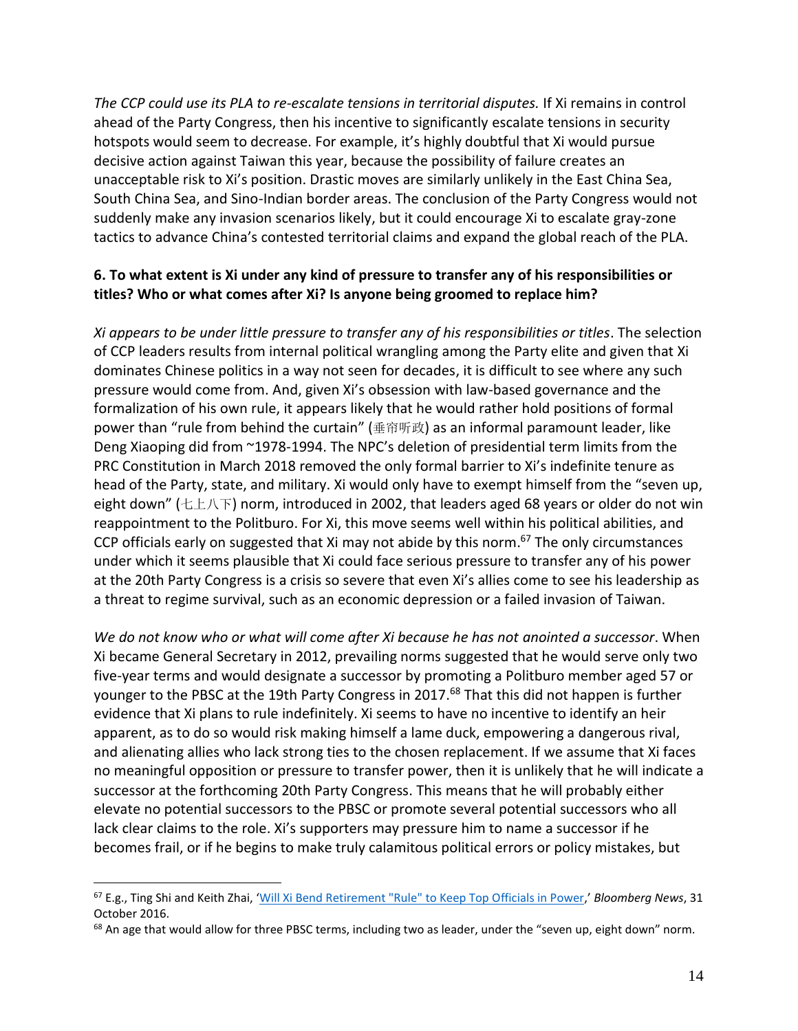*The CCP could use its PLA to re-escalate tensions in territorial disputes.* If Xi remains in control ahead of the Party Congress, then his incentive to significantly escalate tensions in security hotspots would seem to decrease. For example, it's highly doubtful that Xi would pursue decisive action against Taiwan this year, because the possibility of failure creates an unacceptable risk to Xi's position. Drastic moves are similarly unlikely in the East China Sea, South China Sea, and Sino-Indian border areas. The conclusion of the Party Congress would not suddenly make any invasion scenarios likely, but it could encourage Xi to escalate gray-zone tactics to advance China's contested territorial claims and expand the global reach of the PLA.

**6. To what extent is Xi under any kind of pressure to transfer any of his responsibilities or titles? Who or what comes after Xi? Is anyone being groomed to replace him?**

*Xi appears to be under little pressure to transfer any of his responsibilities or titles*. The selection of CCP leaders results from internal political wrangling among the Party elite and given that Xi dominates Chinese politics in a way not seen for decades, it is difficult to see where any such pressure would come from. And, given Xi's obsession with law-based governance and the formalization of his own rule, it appears likely that he would rather hold positions of formal power than "rule from behind the curtain" (垂帘听政) as an informal paramount leader, like Deng Xiaoping did from ~1978-1994. The NPC's deletion of presidential term limits from the PRC Constitution in March 2018 removed the only formal barrier to Xi's indefinite tenure as head of the Party, state, and military. Xi would only have to exempt himself from the "seven up, eight down" (七上八下) norm, introduced in 2002, that leaders aged 68 years or older do not win reappointment to the Politburo. For Xi, this move seems well within his political abilities, and CCP officials early on suggested that Xi may not abide by this norm.[67] The only circumstances under which it seems plausible that Xi could face serious pressure to transfer any of his power at the 20th Party Congress is a crisis so severe that even Xi's allies come to see his leadership as a threat to regime survival, such as an economic depression or a failed invasion of Taiwan.

*We do not know who or what will come after Xi because he has not anointed a successor*. When Xi became General Secretary in 2012, prevailing norms suggested that he would serve only two five-year terms and would designate a successor by promoting a Politburo member aged 57 or younger to the PBSC at the 19th Party Congress in 2017.[68] That this did not happen is further evidence that Xi plans to rule indefinitely. Xi seems to have no incentive to identify an heir apparent, as to do so would risk making himself a lame duck, empowering a dangerous rival, and alienating allies who lack strong ties to the chosen replacement. If we assume that Xi faces no meaningful opposition or pressure to transfer power, then it is unlikely that he will indicate a successor at the forthcoming 20th Party Congress. This means that he will probably either elevate no potential successors to the PBSC or promote several potential successors who all lack clear claims to the role. Xi's supporters may pressure him to name a successor if he becomes frail, or if he begins to make truly calamitous political errors or policy mistakes, but

---

[67] E.g., Ting Shi and Keith Zhai, 'Will Xi Bend Retirement "Rule" to Keep Top Officials in Power,' *Bloomberg News*, 31 October 2016.

[68] An age that would allow for three PBSC terms, including two as leader, under the "seven up, eight down" norm.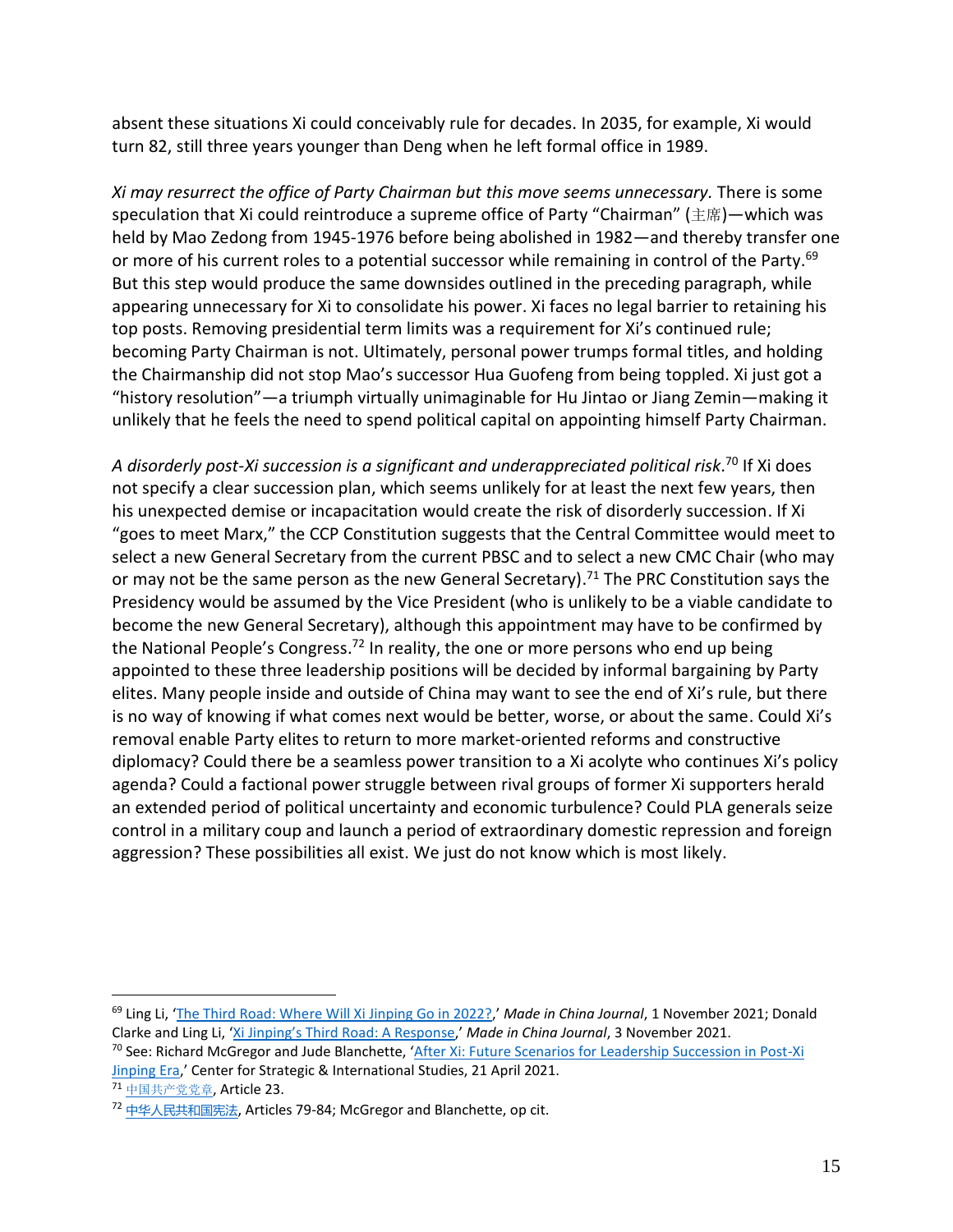absent these situations Xi could conceivably rule for decades. In 2035, for example, Xi would turn 82, still three years younger than Deng when he left formal office in 1989.

*Xi may resurrect the office of Party Chairman but this move seems unnecessary.* There is some speculation that Xi could reintroduce a supreme office of Party "Chairman" (主席)—which was held by Mao Zedong from 1945-1976 before being abolished in 1982—and thereby transfer one or more of his current roles to a potential successor while remaining in control of the Party.[69] But this step would produce the same downsides outlined in the preceding paragraph, while appearing unnecessary for Xi to consolidate his power. Xi faces no legal barrier to retaining his top posts. Removing presidential term limits was a requirement for Xi's continued rule; becoming Party Chairman is not. Ultimately, personal power trumps formal titles, and holding the Chairmanship did not stop Mao's successor Hua Guofeng from being toppled. Xi just got a "history resolution"—a triumph virtually unimaginable for Hu Jintao or Jiang Zemin—making it unlikely that he feels the need to spend political capital on appointing himself Party Chairman.

*A disorderly post-Xi succession is a significant and underappreciated political risk.*[70] If Xi does not specify a clear succession plan, which seems unlikely for at least the next few years, then his unexpected demise or incapacitation would create the risk of disorderly succession. If Xi "goes to meet Marx," the CCP Constitution suggests that the Central Committee would meet to select a new General Secretary from the current PBSC and to select a new CMC Chair (who may or may not be the same person as the new General Secretary).[71] The PRC Constitution says the Presidency would be assumed by the Vice President (who is unlikely to be a viable candidate to become the new General Secretary), although this appointment may have to be confirmed by the National People's Congress.[72] In reality, the one or more persons who end up being appointed to these three leadership positions will be decided by informal bargaining by Party elites. Many people inside and outside of China may want to see the end of Xi's rule, but there is no way of knowing if what comes next would be better, worse, or about the same. Could Xi's removal enable Party elites to return to more market-oriented reforms and constructive diplomacy? Could there be a seamless power transition to a Xi acolyte who continues Xi's policy agenda? Could a factional power struggle between rival groups of former Xi supporters herald an extended period of political uncertainty and economic turbulence? Could PLA generals seize control in a military coup and launch a period of extraordinary domestic repression and foreign aggression? These possibilities all exist. We just do not know which is most likely.

---

[69] Ling Li, 'The Third Road: Where Will Xi Jinping Go in 2022?,' *Made in China Journal*, 1 November 2021; Donald Clarke and Ling Li, 'Xi Jinping's Third Road: A Response,' *Made in China Journal*, 3 November 2021.

[70] See: Richard McGregor and Jude Blanchette, 'After Xi: Future Scenarios for Leadership Succession in Post-Xi Jinping Era,' Center for Strategic & International Studies, 21 April 2021.

[71] 中国共产党党章, Article 23.

[72] 中华人民共和国宪法, Articles 79-84; McGregor and Blanchette, op cit.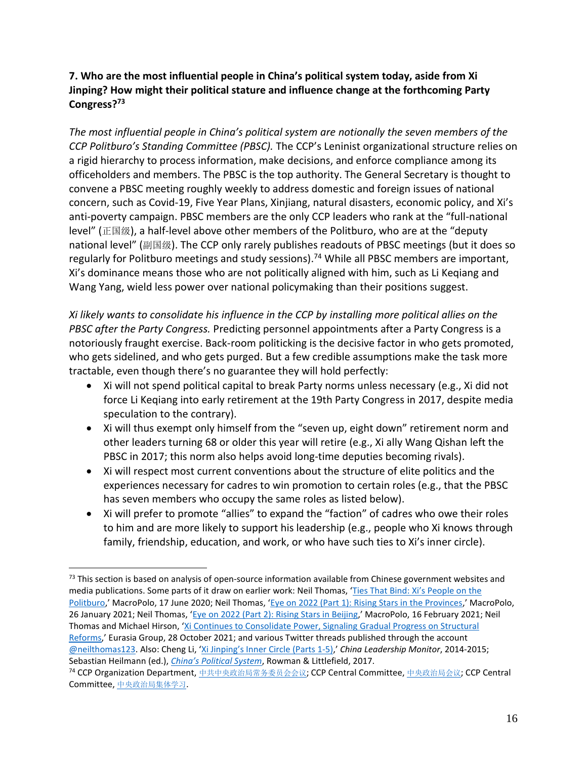**7. Who are the most influential people in China's political system today, aside from Xi Jinping? How might their political stature and influence change at the forthcoming Party Congress?[73]**

*The most influential people in China's political system are notionally the seven members of the CCP Politburo's Standing Committee (PBSC).* The CCP's Leninist organizational structure relies on a rigid hierarchy to process information, make decisions, and enforce compliance among its officeholders and members. The PBSC is the top authority. The General Secretary is thought to convene a PBSC meeting roughly weekly to address domestic and foreign issues of national concern, such as Covid-19, Five Year Plans, Xinjiang, natural disasters, economic policy, and Xi's anti-poverty campaign. PBSC members are the only CCP leaders who rank at the "full-national level" (正国级), a half-level above other members of the Politburo, who are at the "deputy national level" (副国级). The CCP only rarely publishes readouts of PBSC meetings (but it does so regularly for Politburo meetings and study sessions).[74] While all PBSC members are important, Xi's dominance means those who are not politically aligned with him, such as Li Keqiang and Wang Yang, wield less power over national policymaking than their positions suggest.

*Xi likely wants to consolidate his influence in the CCP by installing more political allies on the PBSC after the Party Congress.* Predicting personnel appointments after a Party Congress is a notoriously fraught exercise. Back-room politicking is the decisive factor in who gets promoted, who gets sidelined, and who gets purged. But a few credible assumptions make the task more tractable, even though there's no guarantee they will hold perfectly:

- Xi will not spend political capital to break Party norms unless necessary (e.g., Xi did not force Li Keqiang into early retirement at the 19th Party Congress in 2017, despite media speculation to the contrary).
- Xi will thus exempt only himself from the "seven up, eight down" retirement norm and other leaders turning 68 or older this year will retire (e.g., Xi ally Wang Qishan left the PBSC in 2017; this norm also helps avoid long-time deputies becoming rivals).
- Xi will respect most current conventions about the structure of elite politics and the experiences necessary for cadres to win promotion to certain roles (e.g., that the PBSC has seven members who occupy the same roles as listed below).
- Xi will prefer to promote "allies" to expand the "faction" of cadres who owe their roles to him and are more likely to support his leadership (e.g., people who Xi knows through family, friendship, education, and work, or who have such ties to Xi's inner circle).

---

[73] This section is based on analysis of open-source information available from Chinese government websites and media publications. Some parts of it draw on earlier work: Neil Thomas, 'Ties That Bind: Xi's People on the Politburo,' MacroPolo, 17 June 2020; Neil Thomas, 'Eye on 2022 (Part 1): Rising Stars in the Provinces,' MacroPolo, 26 January 2021; Neil Thomas, 'Eye on 2022 (Part 2): Rising Stars in Beijing,' MacroPolo, 16 February 2021; Neil Thomas and Michael Hirson, 'Xi Continues to Consolidate Power, Signaling Gradual Progress on Structural Reforms,' Eurasia Group, 28 October 2021; and various Twitter threads published through the account @neilthomas123. Also: Cheng Li, 'Xi Jinping's Inner Circle (Parts 1-5),' *China Leadership Monitor*, 2014-2015; Sebastian Heilmann (ed.), *China's Political System*, Rowman & Littlefield, 2017.

[74] CCP Organization Department, 中共中央政治局常务委员会会议; CCP Central Committee, 中央政治局会议; CCP Central Committee, 中央政治局集体学习.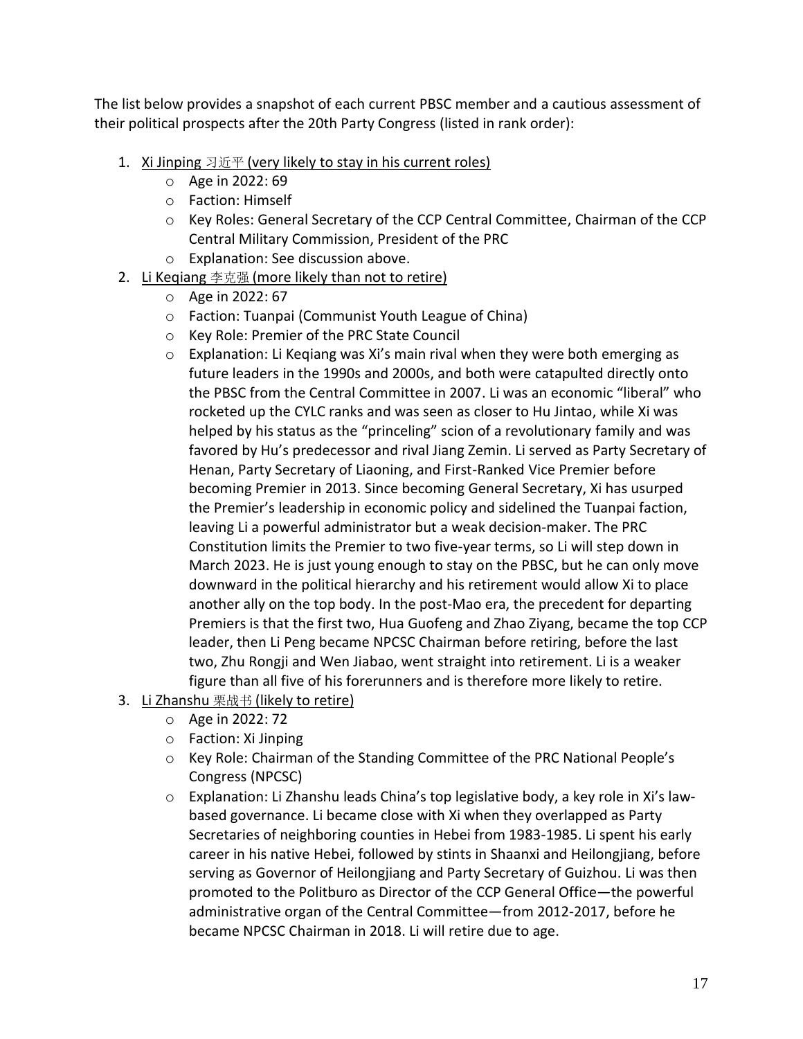The list below provides a snapshot of each current PBSC member and a cautious assessment of their political prospects after the 20th Party Congress (listed in rank order):

1. Xi Jinping 习近平 (very likely to stay in his current roles)
    - Age in 2022: 69
    - Faction: Himself
    - Key Roles: General Secretary of the CCP Central Committee, Chairman of the CCP Central Military Commission, President of the PRC
    - Explanation: See discussion above.
2. Li Keqiang 李克强 (more likely than not to retire)
    - Age in 2022: 67
    - Faction: Tuanpai (Communist Youth League of China)
    - Key Role: Premier of the PRC State Council
    - Explanation: Li Keqiang was Xi's main rival when they were both emerging as future leaders in the 1990s and 2000s, and both were catapulted directly onto the PBSC from the Central Committee in 2007. Li was an economic "liberal" who rocketed up the CYLC ranks and was seen as closer to Hu Jintao, while Xi was helped by his status as the "princeling" scion of a revolutionary family and was favored by Hu's predecessor and rival Jiang Zemin. Li served as Party Secretary of Henan, Party Secretary of Liaoning, and First-Ranked Vice Premier before becoming Premier in 2013. Since becoming General Secretary, Xi has usurped the Premier's leadership in economic policy and sidelined the Tuanpai faction, leaving Li a powerful administrator but a weak decision-maker. The PRC Constitution limits the Premier to two five-year terms, so Li will step down in March 2023. He is just young enough to stay on the PBSC, but he can only move downward in the political hierarchy and his retirement would allow Xi to place another ally on the top body. In the post-Mao era, the precedent for departing Premiers is that the first two, Hua Guofeng and Zhao Ziyang, became the top CCP leader, then Li Peng became NPCSC Chairman before retiring, before the last two, Zhu Rongji and Wen Jiabao, went straight into retirement. Li is a weaker figure than all five of his forerunners and is therefore more likely to retire.
3. Li Zhanshu 栗战书 (likely to retire)
    - Age in 2022: 72
    - Faction: Xi Jinping
    - Key Role: Chairman of the Standing Committee of the PRC National People's Congress (NPCSC)
    - Explanation: Li Zhanshu leads China's top legislative body, a key role in Xi's law-based governance. Li became close with Xi when they overlapped as Party Secretaries of neighboring counties in Hebei from 1983-1985. Li spent his early career in his native Hebei, followed by stints in Shaanxi and Heilongjiang, before serving as Governor of Heilongjiang and Party Secretary of Guizhou. Li was then promoted to the Politburo as Director of the CCP General Office—the powerful administrative organ of the Central Committee—from 2012-2017, before he became NPCSC Chairman in 2018. Li will retire due to age.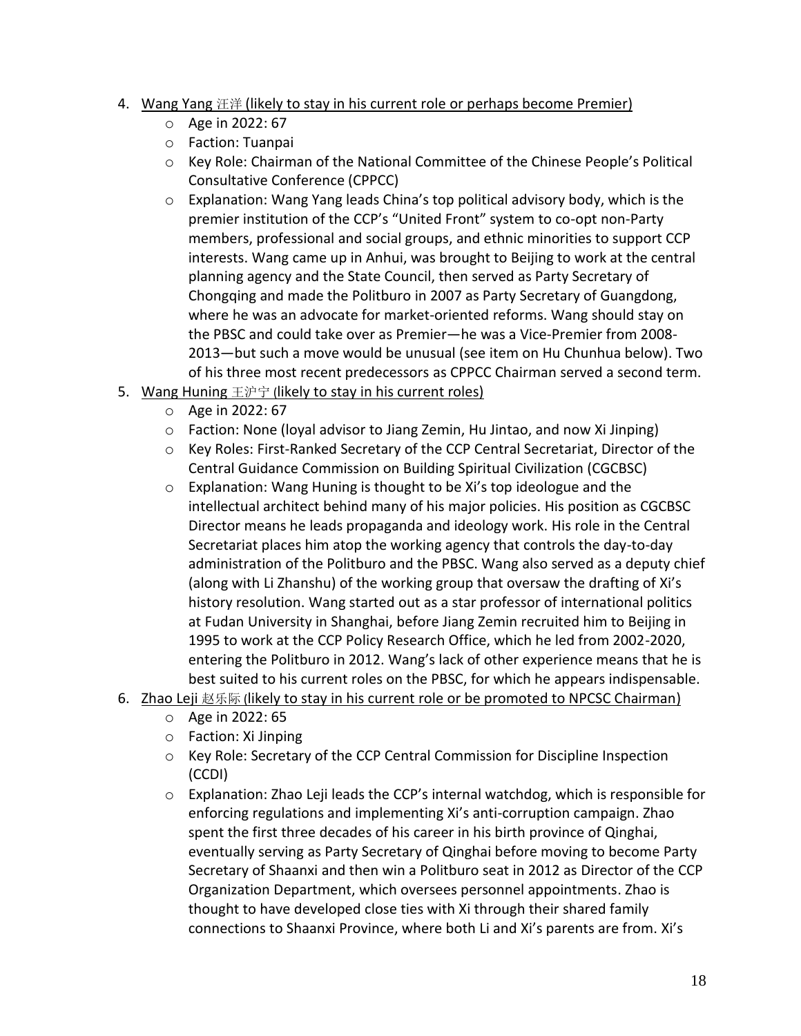4. Wang Yang 汪洋 (likely to stay in his current role or perhaps become Premier)
   - Age in 2022: 67
   - Faction: Tuanpai
   - Key Role: Chairman of the National Committee of the Chinese People's Political Consultative Conference (CPPCC)
   - Explanation: Wang Yang leads China's top political advisory body, which is the premier institution of the CCP's "United Front" system to co-opt non-Party members, professional and social groups, and ethnic minorities to support CCP interests. Wang came up in Anhui, was brought to Beijing to work at the central planning agency and the State Council, then served as Party Secretary of Chongqing and made the Politburo in 2007 as Party Secretary of Guangdong, where he was an advocate for market-oriented reforms. Wang should stay on the PBSC and could take over as Premier—he was a Vice-Premier from 2008-2013—but such a move would be unusual (see item on Hu Chunhua below). Two of his three most recent predecessors as CPPCC Chairman served a second term.
5. Wang Huning 王沪宁 (likely to stay in his current roles)
   - Age in 2022: 67
   - Faction: None (loyal advisor to Jiang Zemin, Hu Jintao, and now Xi Jinping)
   - Key Roles: First-Ranked Secretary of the CCP Central Secretariat, Director of the Central Guidance Commission on Building Spiritual Civilization (CGCBSC)
   - Explanation: Wang Huning is thought to be Xi's top ideologue and the intellectual architect behind many of his major policies. His position as CGCBSC Director means he leads propaganda and ideology work. His role in the Central Secretariat places him atop the working agency that controls the day-to-day administration of the Politburo and the PBSC. Wang also served as a deputy chief (along with Li Zhanshu) of the working group that oversaw the drafting of Xi's history resolution. Wang started out as a star professor of international politics at Fudan University in Shanghai, before Jiang Zemin recruited him to Beijing in 1995 to work at the CCP Policy Research Office, which he led from 2002-2020, entering the Politburo in 2012. Wang's lack of other experience means that he is best suited to his current roles on the PBSC, for which he appears indispensable.
6. Zhao Leji 赵乐际 (likely to stay in his current role or be promoted to NPCSC Chairman)
   - Age in 2022: 65
   - Faction: Xi Jinping
   - Key Role: Secretary of the CCP Central Commission for Discipline Inspection (CCDI)
   - Explanation: Zhao Leji leads the CCP's internal watchdog, which is responsible for enforcing regulations and implementing Xi's anti-corruption campaign. Zhao spent the first three decades of his career in his birth province of Qinghai, eventually serving as Party Secretary of Qinghai before moving to become Party Secretary of Shaanxi and then win a Politburo seat in 2012 as Director of the CCP Organization Department, which oversees personnel appointments. Zhao is thought to have developed close ties with Xi through their shared family connections to Shaanxi Province, where both Li and Xi's parents are from. Xi's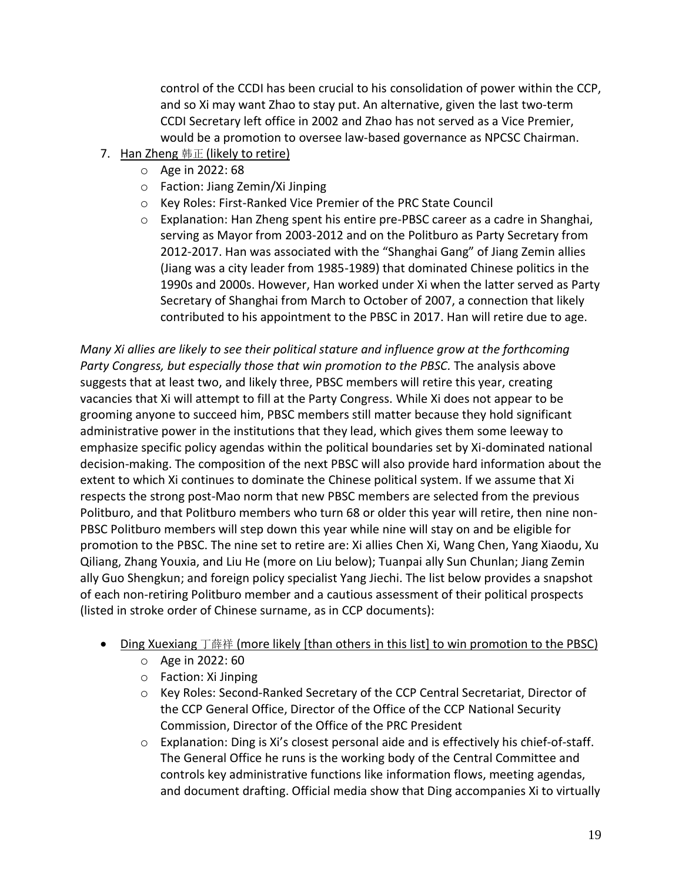control of the CCDI has been crucial to his consolidation of power within the CCP, and so Xi may want Zhao to stay put. An alternative, given the last two-term CCDI Secretary left office in 2002 and Zhao has not served as a Vice Premier, would be a promotion to oversee law-based governance as NPCSC Chairman.

7. <u>Han Zheng 韩正 (likely to retire)</u>
   - Age in 2022: 68
   - Faction: Jiang Zemin/Xi Jinping
   - Key Roles: First-Ranked Vice Premier of the PRC State Council
   - Explanation: Han Zheng spent his entire pre-PBSC career as a cadre in Shanghai, serving as Mayor from 2003-2012 and on the Politburo as Party Secretary from 2012-2017. Han was associated with the "Shanghai Gang" of Jiang Zemin allies (Jiang was a city leader from 1985-1989) that dominated Chinese politics in the 1990s and 2000s. However, Han worked under Xi when the latter served as Party Secretary of Shanghai from March to October of 2007, a connection that likely contributed to his appointment to the PBSC in 2017. Han will retire due to age.

*Many Xi allies are likely to see their political stature and influence grow at the forthcoming Party Congress, but especially those that win promotion to the PBSC.* The analysis above suggests that at least two, and likely three, PBSC members will retire this year, creating vacancies that Xi will attempt to fill at the Party Congress. While Xi does not appear to be grooming anyone to succeed him, PBSC members still matter because they hold significant administrative power in the institutions that they lead, which gives them some leeway to emphasize specific policy agendas within the political boundaries set by Xi-dominated national decision-making. The composition of the next PBSC will also provide hard information about the extent to which Xi continues to dominate the Chinese political system. If we assume that Xi respects the strong post-Mao norm that new PBSC members are selected from the previous Politburo, and that Politburo members who turn 68 or older this year will retire, then nine non-PBSC Politburo members will step down this year while nine will stay on and be eligible for promotion to the PBSC. The nine set to retire are: Xi allies Chen Xi, Wang Chen, Yang Xiaodu, Xu Qiliang, Zhang Youxia, and Liu He (more on Liu below); Tuanpai ally Sun Chunlan; Jiang Zemin ally Guo Shengkun; and foreign policy specialist Yang Jiechi. The list below provides a snapshot of each non-retiring Politburo member and a cautious assessment of their political prospects (listed in stroke order of Chinese surname, as in CCP documents):

- <u>Ding Xuexiang 丁薛祥 (more likely [than others in this list] to win promotion to the PBSC)</u>
  - Age in 2022: 60
  - Faction: Xi Jinping
  - Key Roles: Second-Ranked Secretary of the CCP Central Secretariat, Director of the CCP General Office, Director of the Office of the CCP National Security Commission, Director of the Office of the PRC President
  - Explanation: Ding is Xi's closest personal aide and is effectively his chief-of-staff. The General Office he runs is the working body of the Central Committee and controls key administrative functions like information flows, meeting agendas, and document drafting. Official media show that Ding accompanies Xi to virtually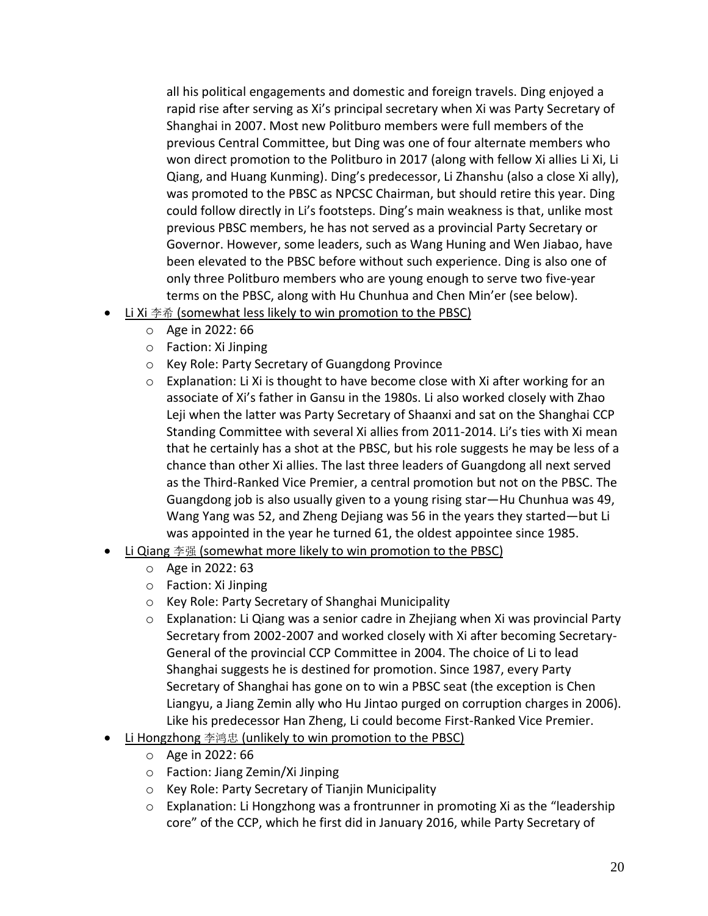all his political engagements and domestic and foreign travels. Ding enjoyed a rapid rise after serving as Xi's principal secretary when Xi was Party Secretary of Shanghai in 2007. Most new Politburo members were full members of the previous Central Committee, but Ding was one of four alternate members who won direct promotion to the Politburo in 2017 (along with fellow Xi allies Li Xi, Li Qiang, and Huang Kunming). Ding's predecessor, Li Zhanshu (also a close Xi ally), was promoted to the PBSC as NPCSC Chairman, but should retire this year. Ding could follow directly in Li's footsteps. Ding's main weakness is that, unlike most previous PBSC members, he has not served as a provincial Party Secretary or Governor. However, some leaders, such as Wang Huning and Wen Jiabao, have been elevated to the PBSC before without such experience. Ding is also one of only three Politburo members who are young enough to serve two five-year terms on the PBSC, along with Hu Chunhua and Chen Min'er (see below).

- <u>Li Xi 李希 (somewhat less likely to win promotion to the PBSC)</u>
    - Age in 2022: 66
    - Faction: Xi Jinping
    - Key Role: Party Secretary of Guangdong Province
    - Explanation: Li Xi is thought to have become close with Xi after working for an associate of Xi's father in Gansu in the 1980s. Li also worked closely with Zhao Leji when the latter was Party Secretary of Shaanxi and sat on the Shanghai CCP Standing Committee with several Xi allies from 2011-2014. Li's ties with Xi mean that he certainly has a shot at the PBSC, but his role suggests he may be less of a chance than other Xi allies. The last three leaders of Guangdong all next served as the Third-Ranked Vice Premier, a central promotion but not on the PBSC. The Guangdong job is also usually given to a young rising star—Hu Chunhua was 49, Wang Yang was 52, and Zheng Dejiang was 56 in the years they started—but Li was appointed in the year he turned 61, the oldest appointee since 1985.
- <u>Li Qiang 李强 (somewhat more likely to win promotion to the PBSC)</u>
    - Age in 2022: 63
    - Faction: Xi Jinping
    - Key Role: Party Secretary of Shanghai Municipality
    - Explanation: Li Qiang was a senior cadre in Zhejiang when Xi was provincial Party Secretary from 2002-2007 and worked closely with Xi after becoming Secretary-General of the provincial CCP Committee in 2004. The choice of Li to lead Shanghai suggests he is destined for promotion. Since 1987, every Party Secretary of Shanghai has gone on to win a PBSC seat (the exception is Chen Liangyu, a Jiang Zemin ally who Hu Jintao purged on corruption charges in 2006). Like his predecessor Han Zheng, Li could become First-Ranked Vice Premier.
- <u>Li Hongzhong 李鸿忠 (unlikely to win promotion to the PBSC)</u>
    - Age in 2022: 66
    - Faction: Jiang Zemin/Xi Jinping
    - Key Role: Party Secretary of Tianjin Municipality
    - Explanation: Li Hongzhong was a frontrunner in promoting Xi as the "leadership core" of the CCP, which he first did in January 2016, while Party Secretary of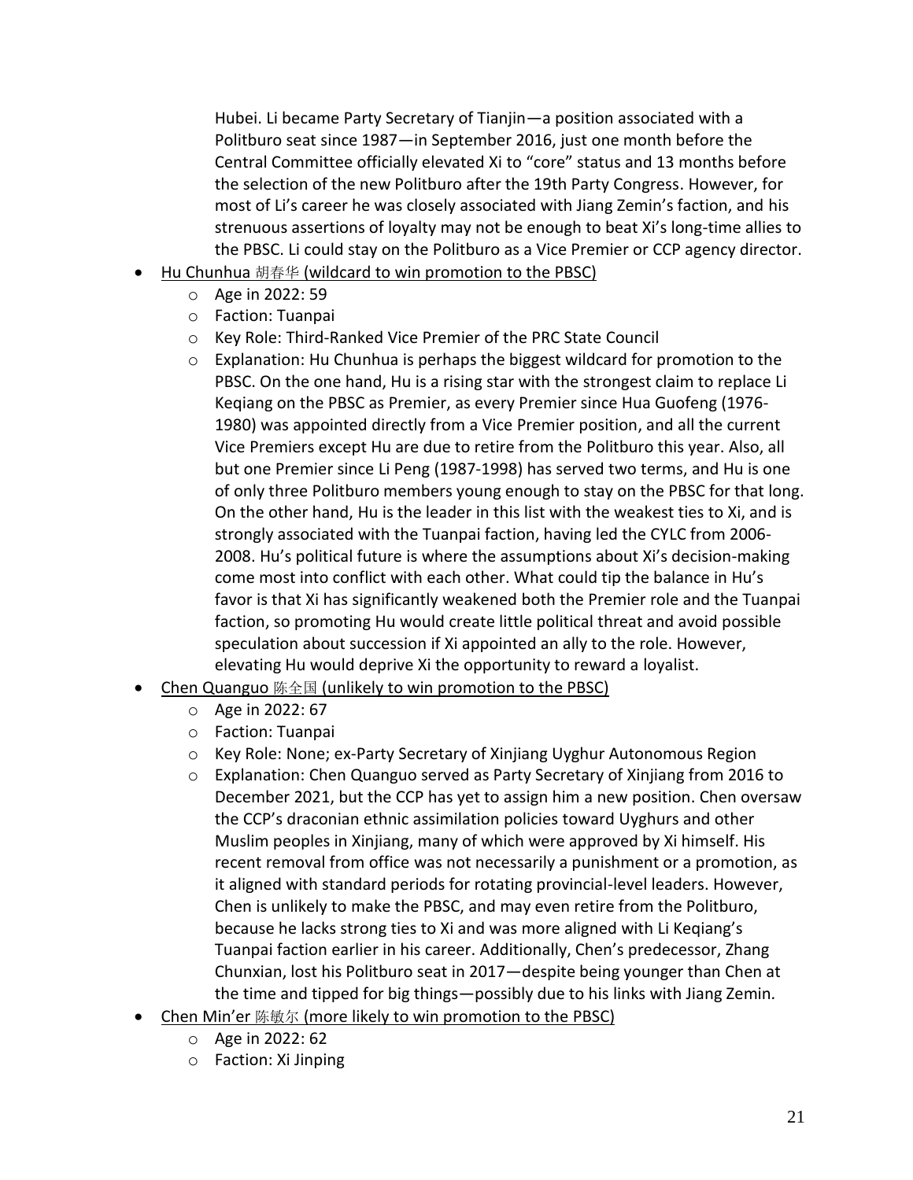Hubei. Li became Party Secretary of Tianjin—a position associated with a Politburo seat since 1987—in September 2016, just one month before the Central Committee officially elevated Xi to "core" status and 13 months before the selection of the new Politburo after the 19th Party Congress. However, for most of Li's career he was closely associated with Jiang Zemin's faction, and his strenuous assertions of loyalty may not be enough to beat Xi's long-time allies to the PBSC. Li could stay on the Politburo as a Vice Premier or CCP agency director.

- Hu Chunhua 胡春华 (wildcard to win promotion to the PBSC)
  - Age in 2022: 59
  - Faction: Tuanpai
  - Key Role: Third-Ranked Vice Premier of the PRC State Council
  - Explanation: Hu Chunhua is perhaps the biggest wildcard for promotion to the PBSC. On the one hand, Hu is a rising star with the strongest claim to replace Li Keqiang on the PBSC as Premier, as every Premier since Hua Guofeng (1976-1980) was appointed directly from a Vice Premier position, and all the current Vice Premiers except Hu are due to retire from the Politburo this year. Also, all but one Premier since Li Peng (1987-1998) has served two terms, and Hu is one of only three Politburo members young enough to stay on the PBSC for that long. On the other hand, Hu is the leader in this list with the weakest ties to Xi, and is strongly associated with the Tuanpai faction, having led the CYLC from 2006-2008. Hu's political future is where the assumptions about Xi's decision-making come most into conflict with each other. What could tip the balance in Hu's favor is that Xi has significantly weakened both the Premier role and the Tuanpai faction, so promoting Hu would create little political threat and avoid possible speculation about succession if Xi appointed an ally to the role. However, elevating Hu would deprive Xi the opportunity to reward a loyalist.
- Chen Quanguo 陈全国 (unlikely to win promotion to the PBSC)
  - Age in 2022: 67
  - Faction: Tuanpai
  - Key Role: None; ex-Party Secretary of Xinjiang Uyghur Autonomous Region
  - Explanation: Chen Quanguo served as Party Secretary of Xinjiang from 2016 to December 2021, but the CCP has yet to assign him a new position. Chen oversaw the CCP's draconian ethnic assimilation policies toward Uyghurs and other Muslim peoples in Xinjiang, many of which were approved by Xi himself. His recent removal from office was not necessarily a punishment or a promotion, as it aligned with standard periods for rotating provincial-level leaders. However, Chen is unlikely to make the PBSC, and may even retire from the Politburo, because he lacks strong ties to Xi and was more aligned with Li Keqiang's Tuanpai faction earlier in his career. Additionally, Chen's predecessor, Zhang Chunxian, lost his Politburo seat in 2017—despite being younger than Chen at the time and tipped for big things—possibly due to his links with Jiang Zemin.
- Chen Min'er 陈敏尔 (more likely to win promotion to the PBSC)
  - Age in 2022: 62
  - Faction: Xi Jinping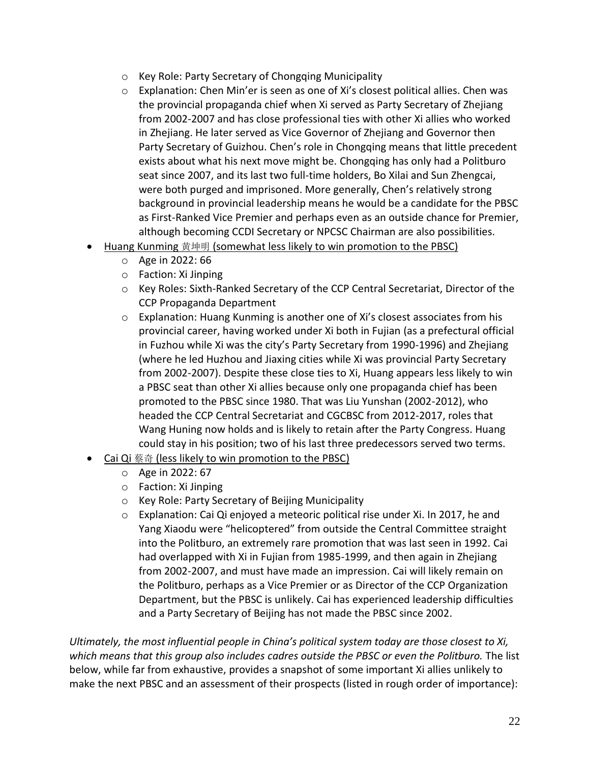- Key Role: Party Secretary of Chongqing Municipality
    - Explanation: Chen Min'er is seen as one of Xi's closest political allies. Chen was the provincial propaganda chief when Xi served as Party Secretary of Zhejiang from 2002-2007 and has close professional ties with other Xi allies who worked in Zhejiang. He later served as Vice Governor of Zhejiang and Governor then Party Secretary of Guizhou. Chen's role in Chongqing means that little precedent exists about what his next move might be. Chongqing has only had a Politburo seat since 2007, and its last two full-time holders, Bo Xilai and Sun Zhengcai, were both purged and imprisoned. More generally, Chen's relatively strong background in provincial leadership means he would be a candidate for the PBSC as First-Ranked Vice Premier and perhaps even as an outside chance for Premier, although becoming CCDI Secretary or NPCSC Chairman are also possibilities.

- <u>Huang Kunming 黄坤明 (somewhat less likely to win promotion to the PBSC)</u>
    - Age in 2022: 66
    - Faction: Xi Jinping
    - Key Roles: Sixth-Ranked Secretary of the CCP Central Secretariat, Director of the CCP Propaganda Department
    - Explanation: Huang Kunming is another one of Xi's closest associates from his provincial career, having worked under Xi both in Fujian (as a prefectural official in Fuzhou while Xi was the city's Party Secretary from 1990-1996) and Zhejiang (where he led Huzhou and Jiaxing cities while Xi was provincial Party Secretary from 2002-2007). Despite these close ties to Xi, Huang appears less likely to win a PBSC seat than other Xi allies because only one propaganda chief has been promoted to the PBSC since 1980. That was Liu Yunshan (2002-2012), who headed the CCP Central Secretariat and CGCBSC from 2012-2017, roles that Wang Huning now holds and is likely to retain after the Party Congress. Huang could stay in his position; two of his last three predecessors served two terms.

- <u>Cai Qi 蔡奇 (less likely to win promotion to the PBSC)</u>
    - Age in 2022: 67
    - Faction: Xi Jinping
    - Key Role: Party Secretary of Beijing Municipality
    - Explanation: Cai Qi enjoyed a meteoric political rise under Xi. In 2017, he and Yang Xiaodu were "helicoptered" from outside the Central Committee straight into the Politburo, an extremely rare promotion that was last seen in 1992. Cai had overlapped with Xi in Fujian from 1985-1999, and then again in Zhejiang from 2002-2007, and must have made an impression. Cai will likely remain on the Politburo, perhaps as a Vice Premier or as Director of the CCP Organization Department, but the PBSC is unlikely. Cai has experienced leadership difficulties and a Party Secretary of Beijing has not made the PBSC since 2002.

*Ultimately, the most influential people in China's political system today are those closest to Xi, which means that this group also includes cadres outside the PBSC or even the Politburo.* The list below, while far from exhaustive, provides a snapshot of some important Xi allies unlikely to make the next PBSC and an assessment of their prospects (listed in rough order of importance):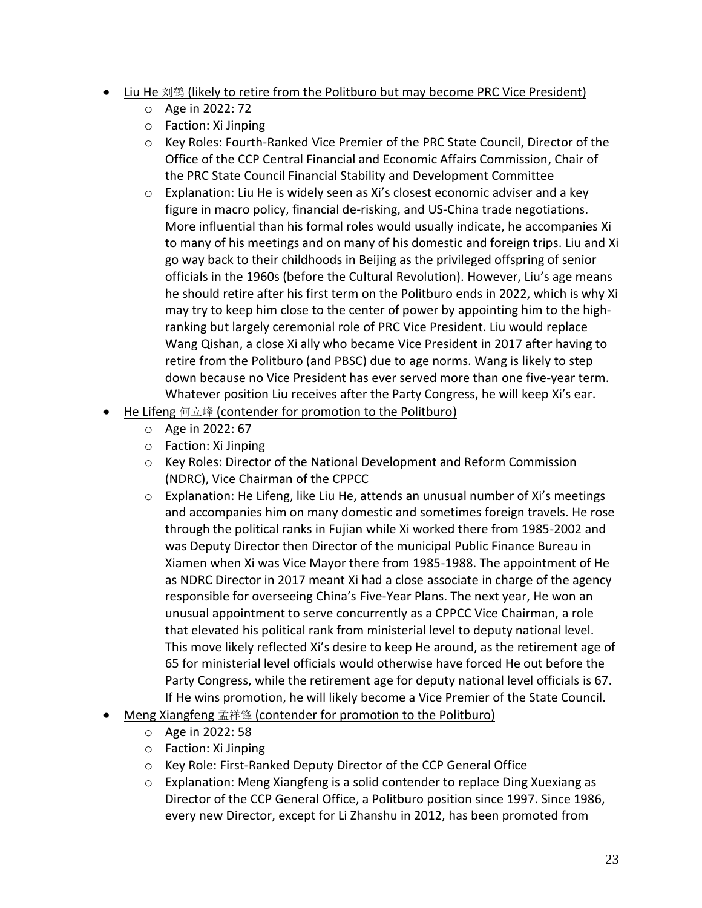- <u>Liu He 刘鹤 (likely to retire from the Politburo but may become PRC Vice President)</u>
    - Age in 2022: 72
    - Faction: Xi Jinping
    - Key Roles: Fourth-Ranked Vice Premier of the PRC State Council, Director of the Office of the CCP Central Financial and Economic Affairs Commission, Chair of the PRC State Council Financial Stability and Development Committee
    - Explanation: Liu He is widely seen as Xi's closest economic adviser and a key figure in macro policy, financial de-risking, and US-China trade negotiations. More influential than his formal roles would usually indicate, he accompanies Xi to many of his meetings and on many of his domestic and foreign trips. Liu and Xi go way back to their childhoods in Beijing as the privileged offspring of senior officials in the 1960s (before the Cultural Revolution). However, Liu's age means he should retire after his first term on the Politburo ends in 2022, which is why Xi may try to keep him close to the center of power by appointing him to the high-ranking but largely ceremonial role of PRC Vice President. Liu would replace Wang Qishan, a close Xi ally who became Vice President in 2017 after having to retire from the Politburo (and PBSC) due to age norms. Wang is likely to step down because no Vice President has ever served more than one five-year term. Whatever position Liu receives after the Party Congress, he will keep Xi's ear.
- <u>He Lifeng 何立峰 (contender for promotion to the Politburo)</u>
    - Age in 2022: 67
    - Faction: Xi Jinping
    - Key Roles: Director of the National Development and Reform Commission (NDRC), Vice Chairman of the CPPCC
    - Explanation: He Lifeng, like Liu He, attends an unusual number of Xi's meetings and accompanies him on many domestic and sometimes foreign travels. He rose through the political ranks in Fujian while Xi worked there from 1985-2002 and was Deputy Director then Director of the municipal Public Finance Bureau in Xiamen when Xi was Vice Mayor there from 1985-1988. The appointment of He as NDRC Director in 2017 meant Xi had a close associate in charge of the agency responsible for overseeing China's Five-Year Plans. The next year, He won an unusual appointment to serve concurrently as a CPPCC Vice Chairman, a role that elevated his political rank from ministerial level to deputy national level. This move likely reflected Xi's desire to keep He around, as the retirement age of 65 for ministerial level officials would otherwise have forced He out before the Party Congress, while the retirement age for deputy national level officials is 67. If He wins promotion, he will likely become a Vice Premier of the State Council.
- <u>Meng Xiangfeng 孟祥锋 (contender for promotion to the Politburo)</u>
    - Age in 2022: 58
    - Faction: Xi Jinping
    - Key Role: First-Ranked Deputy Director of the CCP General Office
    - Explanation: Meng Xiangfeng is a solid contender to replace Ding Xuexiang as Director of the CCP General Office, a Politburo position since 1997. Since 1986, every new Director, except for Li Zhanshu in 2012, has been promoted from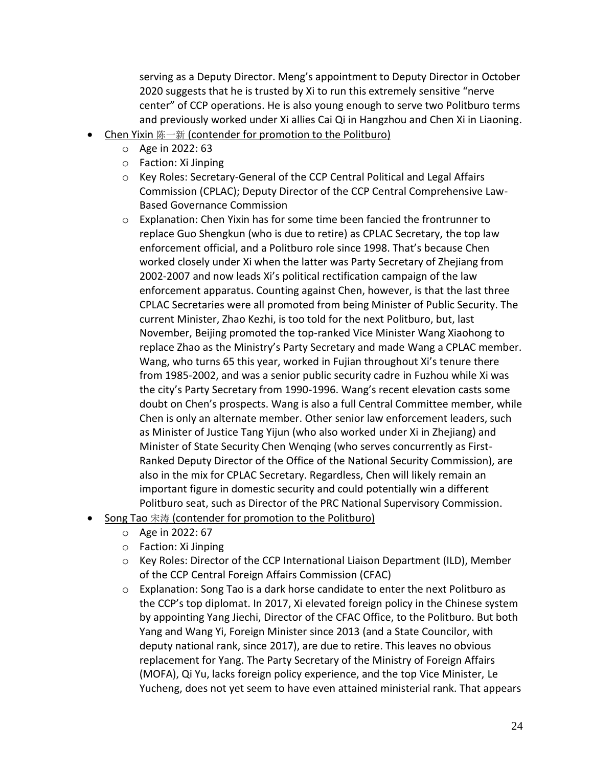serving as a Deputy Director. Meng's appointment to Deputy Director in October 2020 suggests that he is trusted by Xi to run this extremely sensitive "nerve center" of CCP operations. He is also young enough to serve two Politburo terms and previously worked under Xi allies Cai Qi in Hangzhou and Chen Xi in Liaoning.

- <u>Chen Yixin 陈一新 (contender for promotion to the Politburo)</u>
  - Age in 2022: 63
  - Faction: Xi Jinping
  - Key Roles: Secretary-General of the CCP Central Political and Legal Affairs Commission (CPLAC); Deputy Director of the CCP Central Comprehensive Law-Based Governance Commission
  - Explanation: Chen Yixin has for some time been fancied the frontrunner to replace Guo Shengkun (who is due to retire) as CPLAC Secretary, the top law enforcement official, and a Politburo role since 1998. That's because Chen worked closely under Xi when the latter was Party Secretary of Zhejiang from 2002-2007 and now leads Xi's political rectification campaign of the law enforcement apparatus. Counting against Chen, however, is that the last three CPLAC Secretaries were all promoted from being Minister of Public Security. The current Minister, Zhao Kezhi, is too told for the next Politburo, but, last November, Beijing promoted the top-ranked Vice Minister Wang Xiaohong to replace Zhao as the Ministry's Party Secretary and made Wang a CPLAC member. Wang, who turns 65 this year, worked in Fujian throughout Xi's tenure there from 1985-2002, and was a senior public security cadre in Fuzhou while Xi was the city's Party Secretary from 1990-1996. Wang's recent elevation casts some doubt on Chen's prospects. Wang is also a full Central Committee member, while Chen is only an alternate member. Other senior law enforcement leaders, such as Minister of Justice Tang Yijun (who also worked under Xi in Zhejiang) and Minister of State Security Chen Wenqing (who serves concurrently as First-Ranked Deputy Director of the Office of the National Security Commission), are also in the mix for CPLAC Secretary. Regardless, Chen will likely remain an important figure in domestic security and could potentially win a different Politburo seat, such as Director of the PRC National Supervisory Commission.
- <u>Song Tao 宋涛 (contender for promotion to the Politburo)</u>
  - Age in 2022: 67
  - Faction: Xi Jinping
  - Key Roles: Director of the CCP International Liaison Department (ILD), Member of the CCP Central Foreign Affairs Commission (CFAC)
  - Explanation: Song Tao is a dark horse candidate to enter the next Politburo as the CCP's top diplomat. In 2017, Xi elevated foreign policy in the Chinese system by appointing Yang Jiechi, Director of the CFAC Office, to the Politburo. But both Yang and Wang Yi, Foreign Minister since 2013 (and a State Councilor, with deputy national rank, since 2017), are due to retire. This leaves no obvious replacement for Yang. The Party Secretary of the Ministry of Foreign Affairs (MOFA), Qi Yu, lacks foreign policy experience, and the top Vice Minister, Le Yucheng, does not yet seem to have even attained ministerial rank. That appears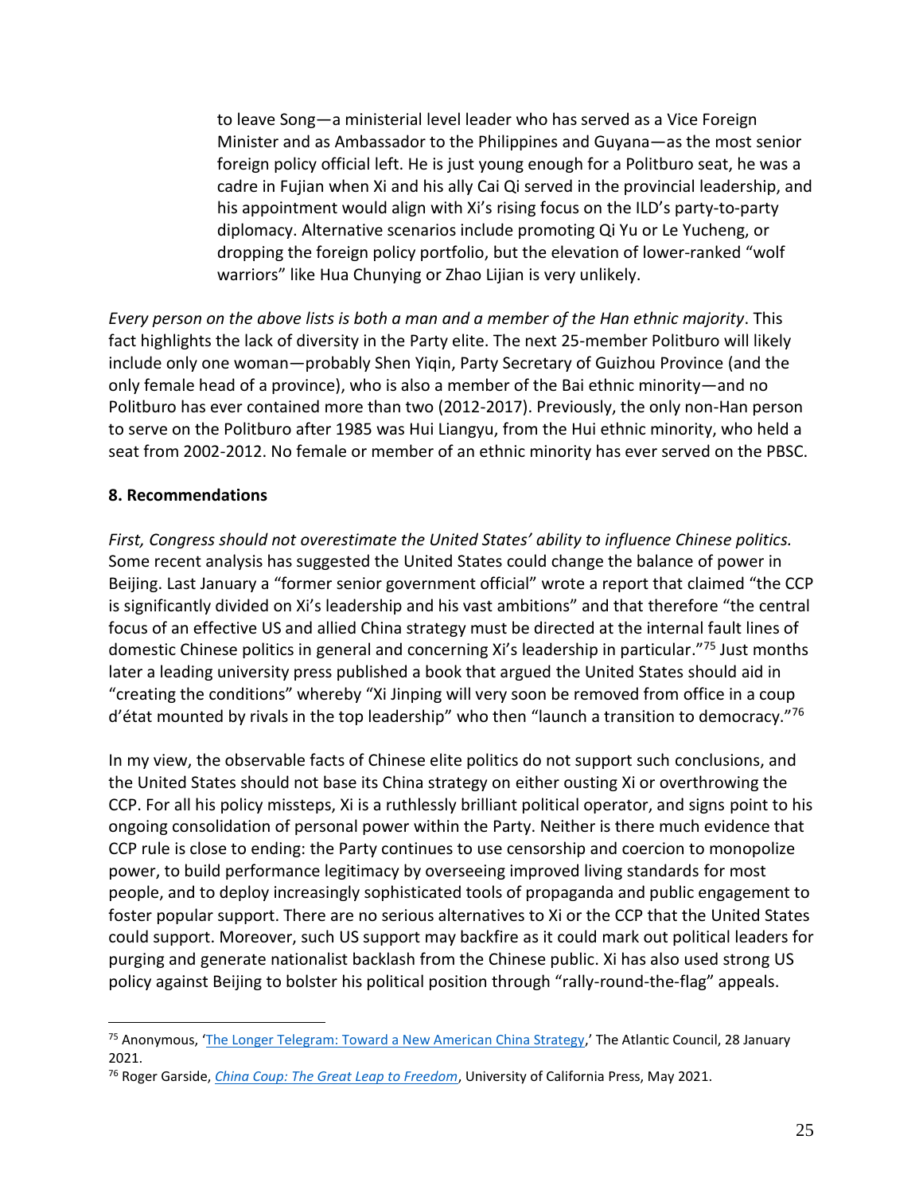to leave Song—a ministerial level leader who has served as a Vice Foreign Minister and as Ambassador to the Philippines and Guyana—as the most senior foreign policy official left. He is just young enough for a Politburo seat, he was a cadre in Fujian when Xi and his ally Cai Qi served in the provincial leadership, and his appointment would align with Xi's rising focus on the ILD's party-to-party diplomacy. Alternative scenarios include promoting Qi Yu or Le Yucheng, or dropping the foreign policy portfolio, but the elevation of lower-ranked "wolf warriors" like Hua Chunying or Zhao Lijian is very unlikely.

*Every person on the above lists is both a man and a member of the Han ethnic majority*. This fact highlights the lack of diversity in the Party elite. The next 25-member Politburo will likely include only one woman—probably Shen Yiqin, Party Secretary of Guizhou Province (and the only female head of a province), who is also a member of the Bai ethnic minority—and no Politburo has ever contained more than two (2012-2017). Previously, the only non-Han person to serve on the Politburo after 1985 was Hui Liangyu, from the Hui ethnic minority, who held a seat from 2002-2012. No female or member of an ethnic minority has ever served on the PBSC.

**8. Recommendations**

*First, Congress should not overestimate the United States' ability to influence Chinese politics.* Some recent analysis has suggested the United States could change the balance of power in Beijing. Last January a "former senior government official" wrote a report that claimed "the CCP is significantly divided on Xi's leadership and his vast ambitions" and that therefore "the central focus of an effective US and allied China strategy must be directed at the internal fault lines of domestic Chinese politics in general and concerning Xi's leadership in particular."[75] Just months later a leading university press published a book that argued the United States should aid in "creating the conditions" whereby "Xi Jinping will very soon be removed from office in a coup d'état mounted by rivals in the top leadership" who then "launch a transition to democracy."[76]

In my view, the observable facts of Chinese elite politics do not support such conclusions, and the United States should not base its China strategy on either ousting Xi or overthrowing the CCP. For all his policy missteps, Xi is a ruthlessly brilliant political operator, and signs point to his ongoing consolidation of personal power within the Party. Neither is there much evidence that CCP rule is close to ending: the Party continues to use censorship and coercion to monopolize power, to build performance legitimacy by overseeing improved living standards for most people, and to deploy increasingly sophisticated tools of propaganda and public engagement to foster popular support. There are no serious alternatives to Xi or the CCP that the United States could support. Moreover, such US support may backfire as it could mark out political leaders for purging and generate nationalist backlash from the Chinese public. Xi has also used strong US policy against Beijing to bolster his political position through "rally-round-the-flag" appeals.

---

[75] Anonymous, 'The Longer Telegram: Toward a New American China Strategy,' The Atlantic Council, 28 January 2021.

[76] Roger Garside, *China Coup: The Great Leap to Freedom*, University of California Press, May 2021.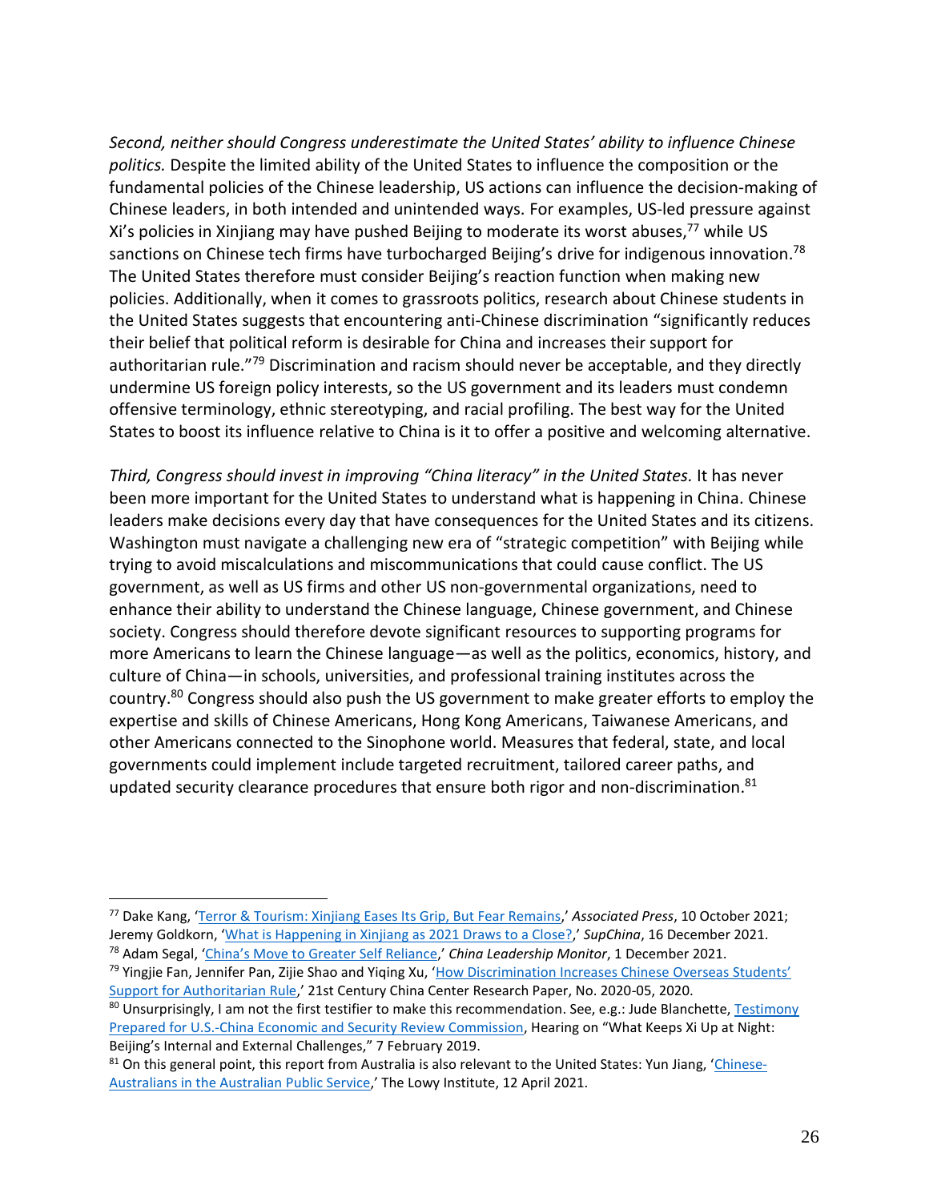*Second, neither should Congress underestimate the United States' ability to influence Chinese politics.* Despite the limited ability of the United States to influence the composition or the fundamental policies of the Chinese leadership, US actions can influence the decision-making of Chinese leaders, in both intended and unintended ways. For examples, US-led pressure against Xi's policies in Xinjiang may have pushed Beijing to moderate its worst abuses,[77] while US sanctions on Chinese tech firms have turbocharged Beijing's drive for indigenous innovation.[78] The United States therefore must consider Beijing's reaction function when making new policies. Additionally, when it comes to grassroots politics, research about Chinese students in the United States suggests that encountering anti-Chinese discrimination "significantly reduces their belief that political reform is desirable for China and increases their support for authoritarian rule."[79] Discrimination and racism should never be acceptable, and they directly undermine US foreign policy interests, so the US government and its leaders must condemn offensive terminology, ethnic stereotyping, and racial profiling. The best way for the United States to boost its influence relative to China is it to offer a positive and welcoming alternative.

*Third, Congress should invest in improving "China literacy" in the United States.* It has never been more important for the United States to understand what is happening in China. Chinese leaders make decisions every day that have consequences for the United States and its citizens. Washington must navigate a challenging new era of "strategic competition" with Beijing while trying to avoid miscalculations and miscommunications that could cause conflict. The US government, as well as US firms and other US non-governmental organizations, need to enhance their ability to understand the Chinese language, Chinese government, and Chinese society. Congress should therefore devote significant resources to supporting programs for more Americans to learn the Chinese language—as well as the politics, economics, history, and culture of China—in schools, universities, and professional training institutes across the country.[80] Congress should also push the US government to make greater efforts to employ the expertise and skills of Chinese Americans, Hong Kong Americans, Taiwanese Americans, and other Americans connected to the Sinophone world. Measures that federal, state, and local governments could implement include targeted recruitment, tailored career paths, and updated security clearance procedures that ensure both rigor and non-discrimination.[81]

---

[77] Dake Kang, 'Terror & Tourism: Xinjiang Eases Its Grip, But Fear Remains,' *Associated Press*, 10 October 2021; Jeremy Goldkorn, 'What is Happening in Xinjiang as 2021 Draws to a Close?,' *SupChina*, 16 December 2021.

[78] Adam Segal, 'China's Move to Greater Self Reliance', *China Leadership Monitor*, 1 December 2021.

[79] Yingjie Fan, Jennifer Pan, Zijie Shao and Yiqing Xu, 'How Discrimination Increases Chinese Overseas Students' Support for Authoritarian Rule,' 21st Century China Center Research Paper, No. 2020-05, 2020.

[80] Unsurprisingly, I am not the first testifier to make this recommendation. See, e.g.: Jude Blanchette, Testimony Prepared for U.S.-China Economic and Security Review Commission, Hearing on "What Keeps Xi Up at Night: Beijing's Internal and External Challenges," 7 February 2019.

[81] On this general point, this report from Australia is also relevant to the United States: Yun Jiang, 'Chinese-Australians in the Australian Public Service,' The Lowy Institute, 12 April 2021.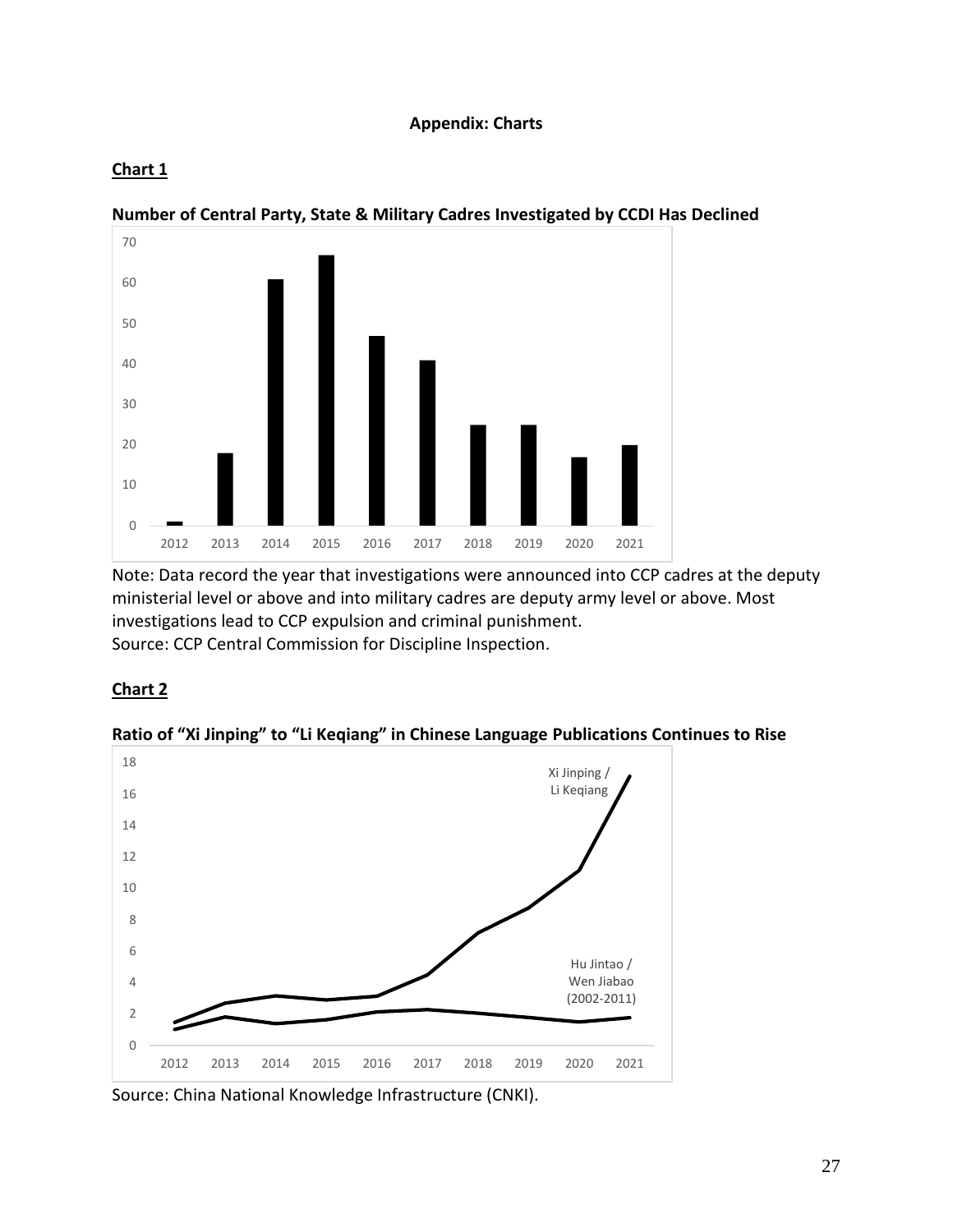**Appendix: Charts**

**Chart 1**

**Number of Central Party, State & Military Cadres Investigated by CCDI Has Declined**

Note: Data record the year that investigations were announced into CCP cadres at the deputy ministerial level or above and into military cadres are deputy army level or above. Most investigations lead to CCP expulsion and criminal punishment.
Source: CCP Central Commission for Discipline Inspection.

**Chart 2**

**Ratio of "Xi Jinping" to "Li Keqiang" in Chinese Language Publications Continues to Rise**

Source: China National Knowledge Infrastructure (CNKI).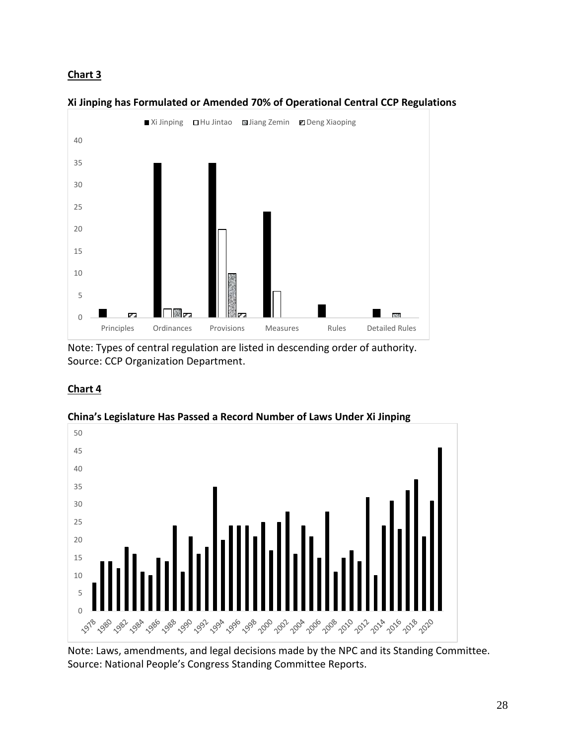**Chart 3**

**Xi Jinping has Formulated or Amended 70% of Operational Central CCP Regulations**

Note: Types of central regulation are listed in descending order of authority.
Source: CCP Organization Department.

**Chart 4**

**China's Legislature Has Passed a Record Number of Laws Under Xi Jinping**

Note: Laws, amendments, and legal decisions made by the NPC and its Standing Committee.
Source: National People's Congress Standing Committee Reports.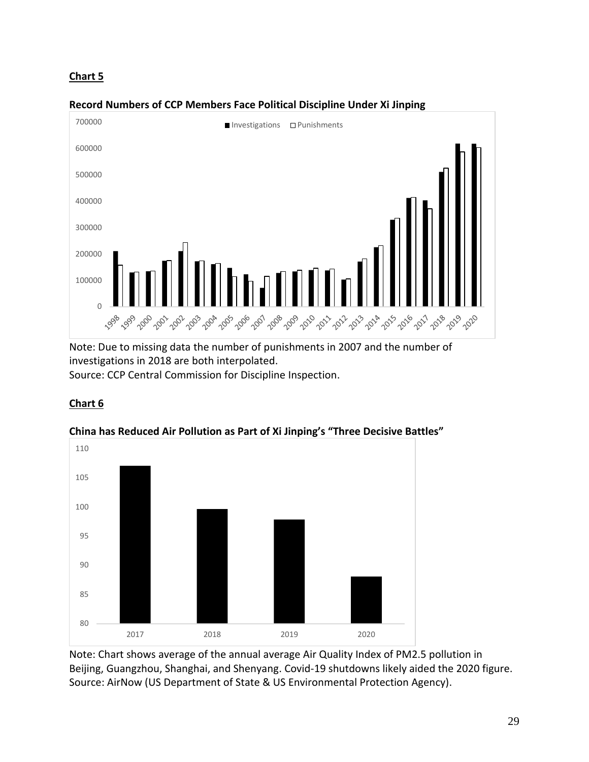**Chart 5**

**Record Numbers of CCP Members Face Political Discipline Under Xi Jinping**

Note: Due to missing data the number of punishments in 2007 and the number of investigations in 2018 are both interpolated.

Source: CCP Central Commission for Discipline Inspection.

**Chart 6**

**China has Reduced Air Pollution as Part of Xi Jinping's "Three Decisive Battles"**

Note: Chart shows average of the annual average Air Quality Index of PM2.5 pollution in Beijing, Guangzhou, Shanghai, and Shenyang. Covid-19 shutdowns likely aided the 2020 figure.

Source: AirNow (US Department of State & US Environmental Protection Agency).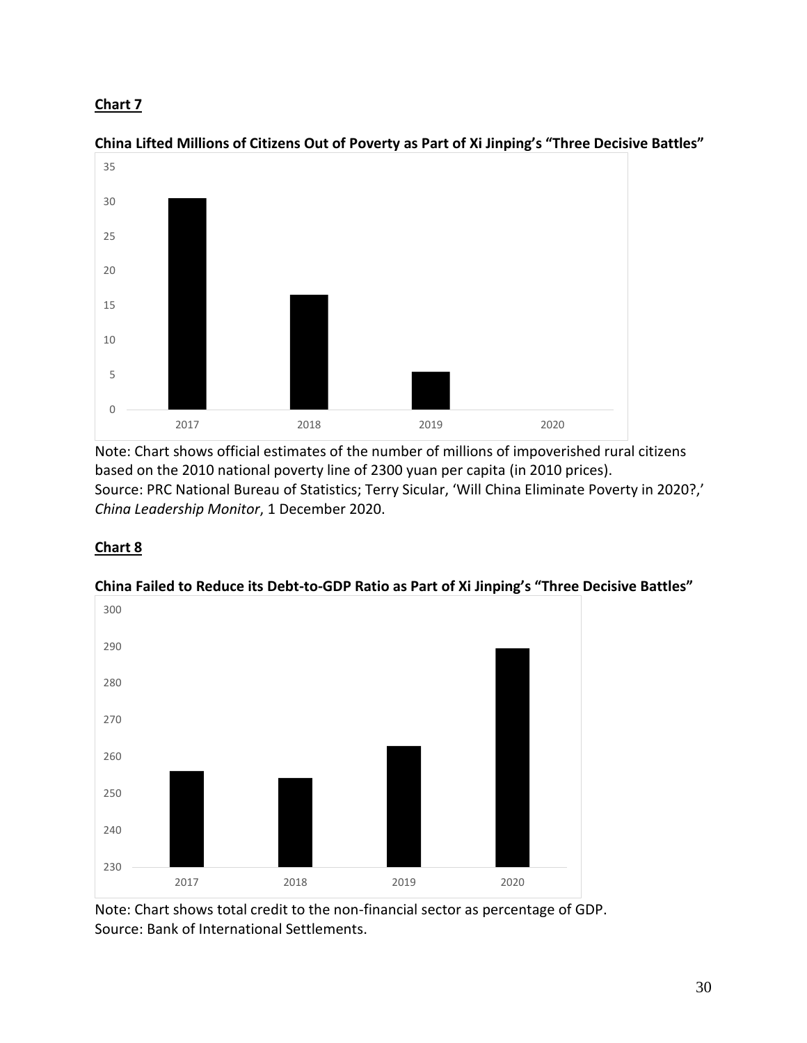**Chart 7**

**China Lifted Millions of Citizens Out of Poverty as Part of Xi Jinping's "Three Decisive Battles"**

Note: Chart shows official estimates of the number of millions of impoverished rural citizens based on the 2010 national poverty line of 2300 yuan per capita (in 2010 prices).
Source: PRC National Bureau of Statistics; Terry Sicular, 'Will China Eliminate Poverty in 2020?,' *China Leadership Monitor*, 1 December 2020.

**Chart 8**

**China Failed to Reduce its Debt-to-GDP Ratio as Part of Xi Jinping's "Three Decisive Battles"**

Note: Chart shows total credit to the non-financial sector as percentage of GDP.
Source: Bank of International Settlements.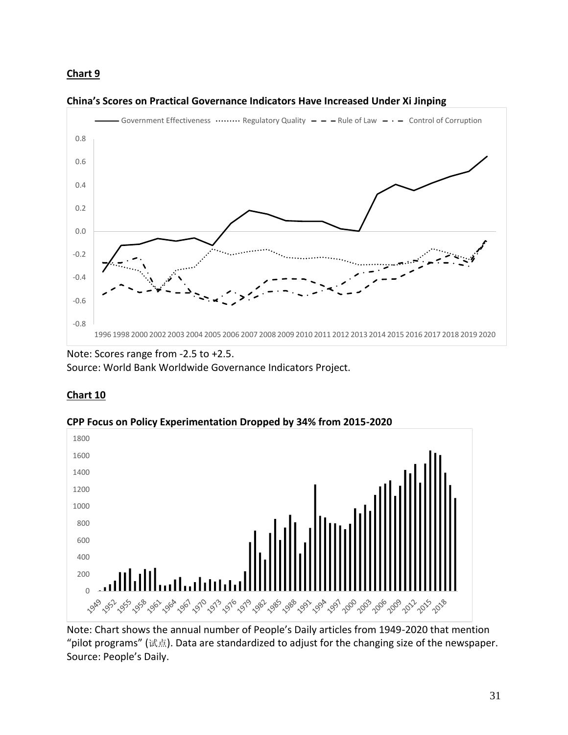**Chart 9**

**China's Scores on Practical Governance Indicators Have Increased Under Xi Jinping**

Note: Scores range from -2.5 to +2.5.
Source: World Bank Worldwide Governance Indicators Project.

**Chart 10**

**CPP Focus on Policy Experimentation Dropped by 34% from 2015-2020**

Note: Chart shows the annual number of People's Daily articles from 1949-2020 that mention "pilot programs" (试点). Data are standardized to adjust for the changing size of the newspaper.
Source: People's Daily.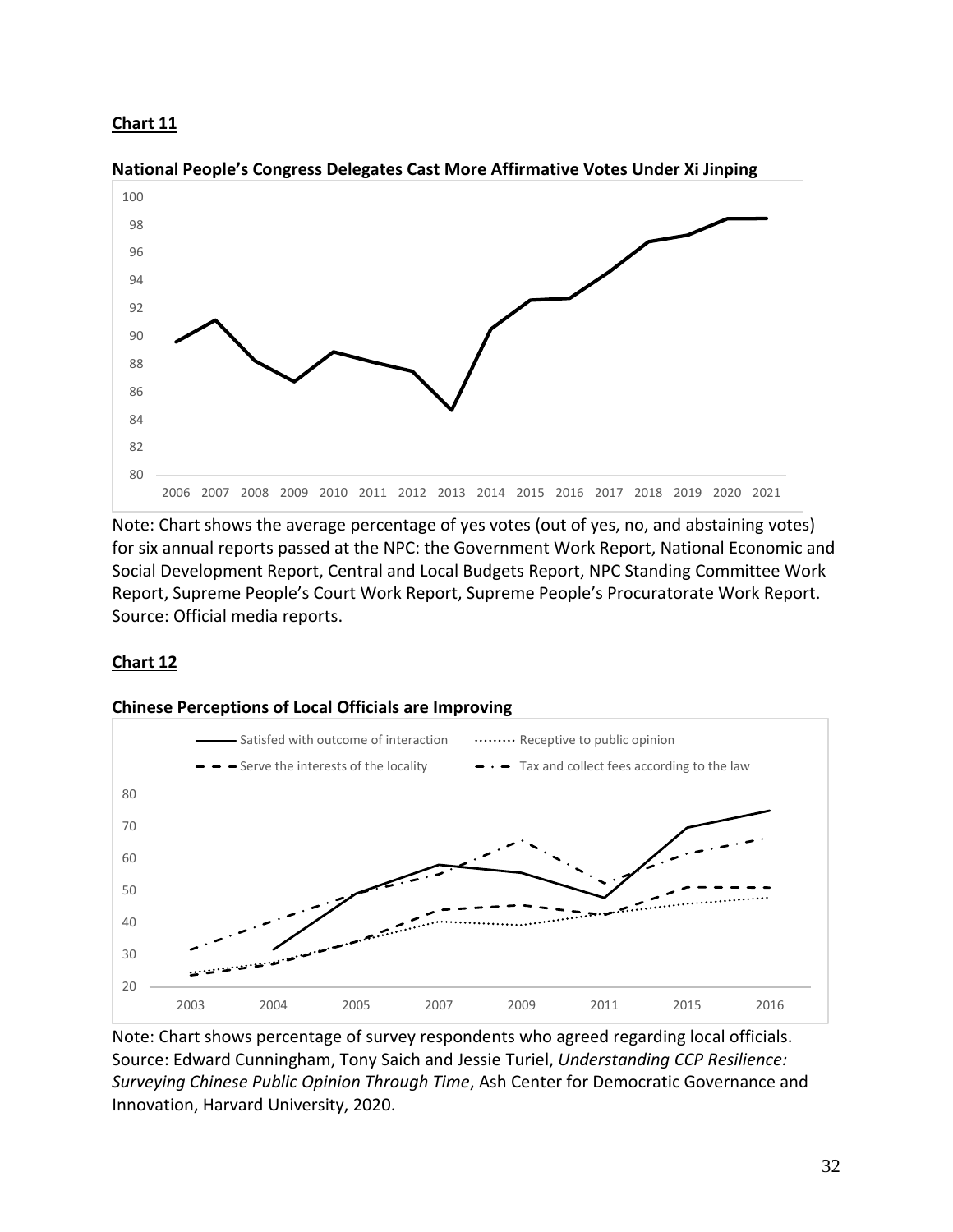**Chart 11**

**National People's Congress Delegates Cast More Affirmative Votes Under Xi Jinping**

100
98
96
94
92
90
88
86
84
82
80

2006 2007 2008 2009 2010 2011 2012 2013 2014 2015 2016 2017 2018 2019 2020 2021

Note: Chart shows the average percentage of yes votes (out of yes, no, and abstaining votes) for six annual reports passed at the NPC: the Government Work Report, National Economic and Social Development Report, Central and Local Budgets Report, NPC Standing Committee Work Report, Supreme People's Court Work Report, Supreme People's Procuratorate Work Report. Source: Official media reports.

**Chart 12**

**Chinese Perceptions of Local Officials are Improving**

Satisfed with outcome of interaction
Receptive to public opinion
Serve the interests of the locality
Tax and collect fees according to the law

80
70
60
50
40
30
20

2003 2004 2005 2007 2009 2011 2015 2016

Note: Chart shows percentage of survey respondents who agreed regarding local officials. Source: Edward Cunningham, Tony Saich and Jessie Turiel, *Understanding CCP Resilience: Surveying Chinese Public Opinion Through Time*, Ash Center for Democratic Governance and Innovation, Harvard University, 2020.